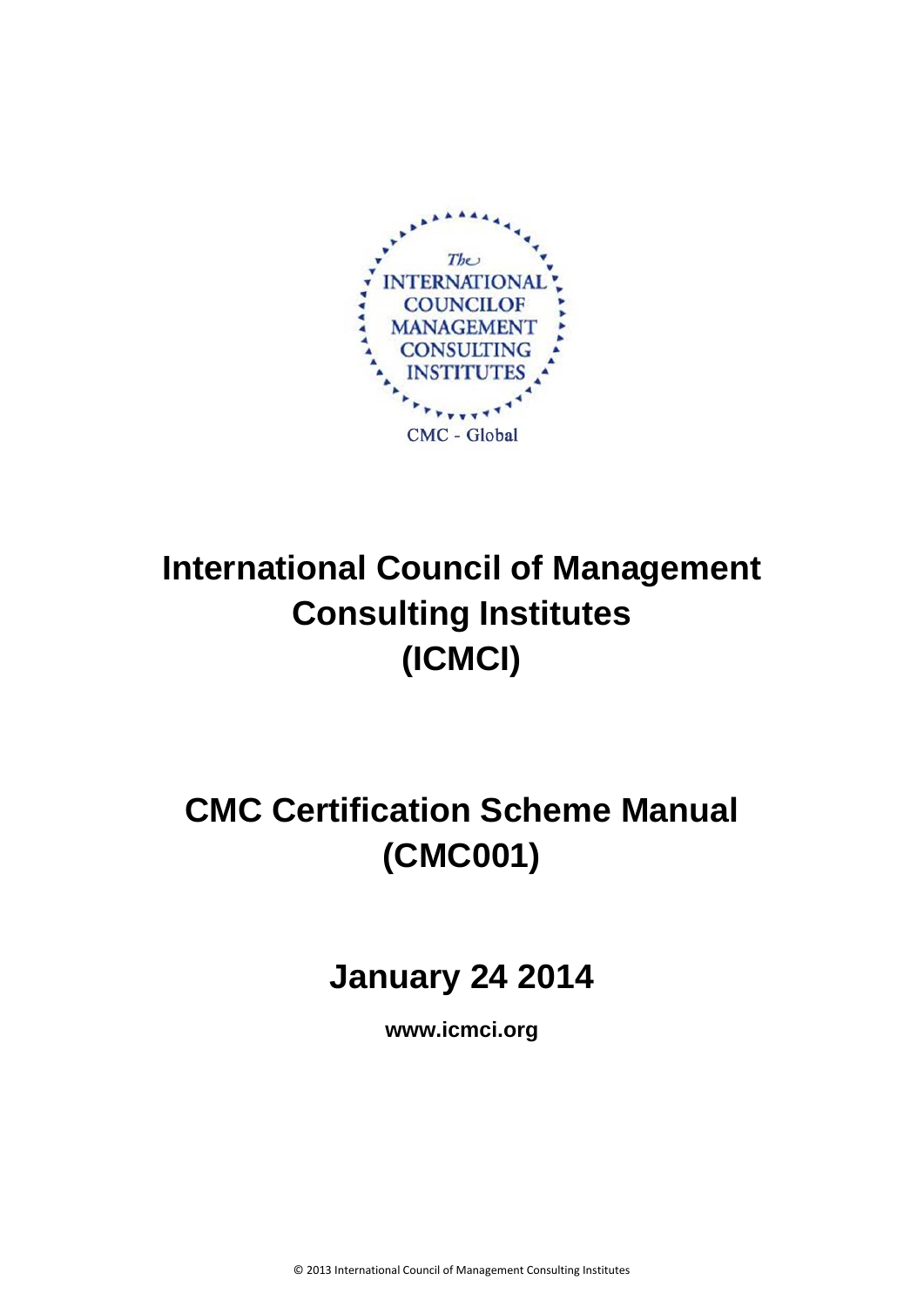# International Council of Management Consulting Institutes (ICMCI)

# CMC Certification Scheme Manual (CMC001)

## January 24 2014

**www.icmci.org**

© 2013 International Council of Management Consulting Institutes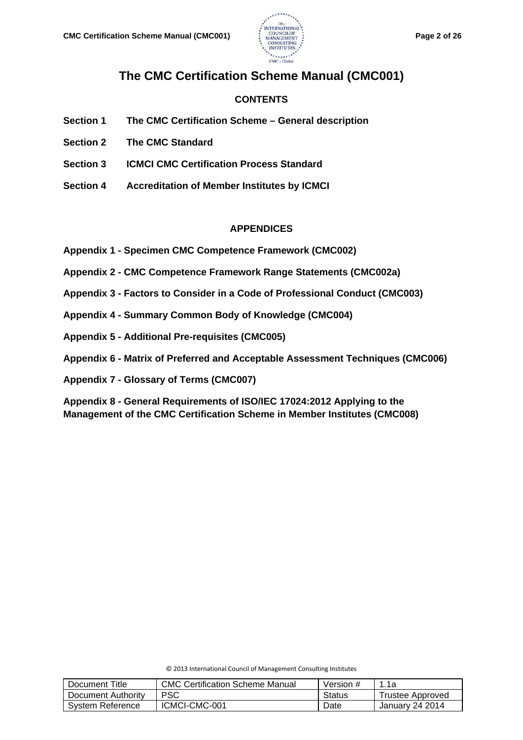# The CMC Certification Scheme Manual (CMC001)

## CONTENTS

**Section 1** **The CMC Certification Scheme – General description**

**Section 2** **The CMC Standard**

**Section 3** **ICMCI CMC Certification Process Standard**

**Section 4** **Accreditation of Member Institutes by ICMCI**

## APPENDICES

**Appendix 1 - Specimen CMC Competence Framework (CMC002)**

**Appendix 2 - CMC Competence Framework Range Statements (CMC002a)**

**Appendix 3 - Factors to Consider in a Code of Professional Conduct (CMC003)**

**Appendix 4 - Summary Common Body of Knowledge (CMC004)**

**Appendix 5 - Additional Pre-requisites (CMC005)**

**Appendix 6 - Matrix of Preferred and Acceptable Assessment Techniques (CMC006)**

**Appendix 7 - Glossary of Terms (CMC007)**

**Appendix 8 - General Requirements of ISO/IEC 17024:2012 Applying to the Management of the CMC Certification Scheme in Member Institutes (CMC008)**

© 2013 International Council of Management Consulting Institutes

| Document Title | CMC Certification Scheme Manual | Version # | 1.1a |
| --- | --- | --- | --- |
| Document Authority | PSC | Status | Trustee Approved |
| System Reference | ICMCI-CMC-001 | Date | January 24 2014 |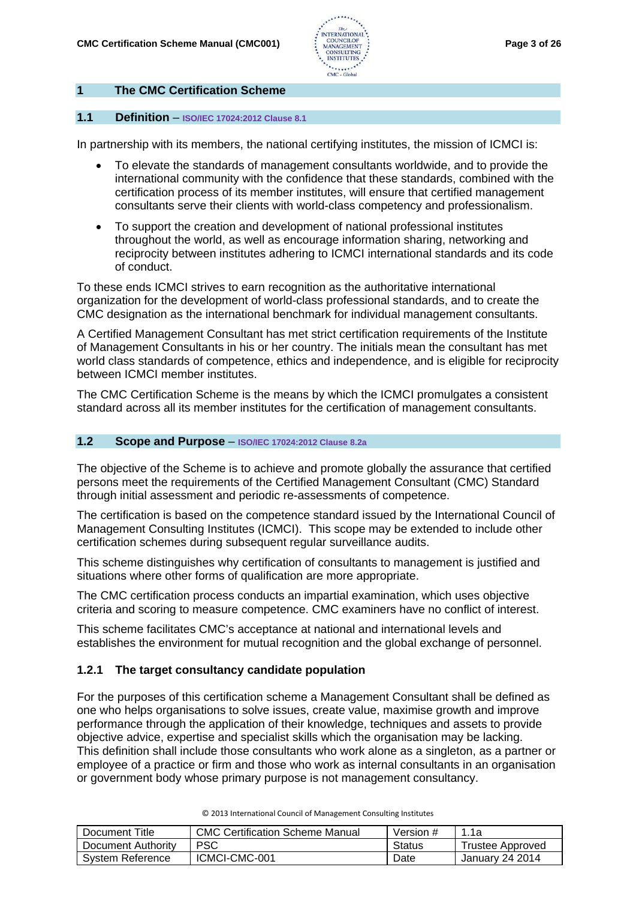# 1 The CMC Certification Scheme

## 1.1 Definition – ISO/IEC 17024:2012 Clause 8.1

In partnership with its members, the national certifying institutes, the mission of ICMCI is:

- To elevate the standards of management consultants worldwide, and to provide the international community with the confidence that these standards, combined with the certification process of its member institutes, will ensure that certified management consultants serve their clients with world-class competency and professionalism.
- To support the creation and development of national professional institutes throughout the world, as well as encourage information sharing, networking and reciprocity between institutes adhering to ICMCI international standards and its code of conduct.

To these ends ICMCI strives to earn recognition as the authoritative international organization for the development of world-class professional standards, and to create the CMC designation as the international benchmark for individual management consultants.

A Certified Management Consultant has met strict certification requirements of the Institute of Management Consultants in his or her country. The initials mean the consultant has met world class standards of competence, ethics and independence, and is eligible for reciprocity between ICMCI member institutes.

The CMC Certification Scheme is the means by which the ICMCI promulgates a consistent standard across all its member institutes for the certification of management consultants.

## 1.2 Scope and Purpose – ISO/IEC 17024:2012 Clause 8.2a

The objective of the Scheme is to achieve and promote globally the assurance that certified persons meet the requirements of the Certified Management Consultant (CMC) Standard through initial assessment and periodic re-assessments of competence.

The certification is based on the competence standard issued by the International Council of Management Consulting Institutes (ICMCI). This scope may be extended to include other certification schemes during subsequent regular surveillance audits.

This scheme distinguishes why certification of consultants to management is justified and situations where other forms of qualification are more appropriate.

The CMC certification process conducts an impartial examination, which uses objective criteria and scoring to measure competence. CMC examiners have no conflict of interest.

This scheme facilitates CMC's acceptance at national and international levels and establishes the environment for mutual recognition and the global exchange of personnel.

### 1.2.1 The target consultancy candidate population

For the purposes of this certification scheme a Management Consultant shall be defined as one who helps organisations to solve issues, create value, maximise growth and improve performance through the application of their knowledge, techniques and assets to provide objective advice, expertise and specialist skills which the organisation may be lacking. This definition shall include those consultants who work alone as a singleton, as a partner or employee of a practice or firm and those who work as internal consultants in an organisation or government body whose primary purpose is not management consultancy.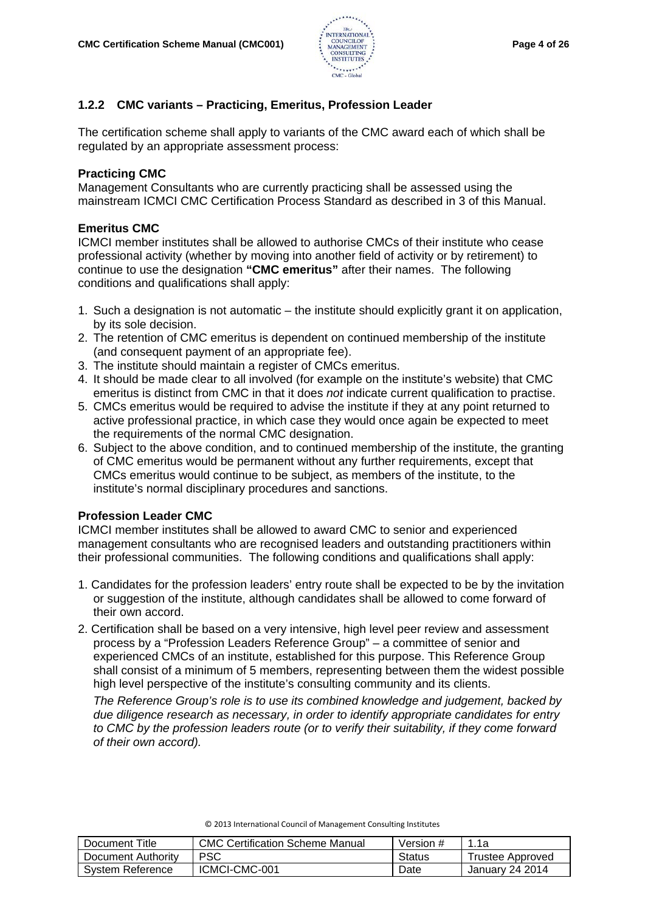### 1.2.2 CMC variants – Practicing, Emeritus, Profession Leader

The certification scheme shall apply to variants of the CMC award each of which shall be regulated by an appropriate assessment process:

**Practicing CMC**
Management Consultants who are currently practicing shall be assessed using the mainstream ICMCI CMC Certification Process Standard as described in 3 of this Manual.

**Emeritus CMC**
ICMCI member institutes shall be allowed to authorise CMCs of their institute who cease professional activity (whether by moving into another field of activity or by retirement) to continue to use the designation **"CMC emeritus"** after their names. The following conditions and qualifications shall apply:

1. Such a designation is not automatic – the institute should explicitly grant it on application, by its sole decision.
2. The retention of CMC emeritus is dependent on continued membership of the institute (and consequent payment of an appropriate fee).
3. The institute should maintain a register of CMCs emeritus.
4. It should be made clear to all involved (for example on the institute's website) that CMC emeritus is distinct from CMC in that it does *not* indicate current qualification to practise.
5. CMCs emeritus would be required to advise the institute if they at any point returned to active professional practice, in which case they would once again be expected to meet the requirements of the normal CMC designation.
6. Subject to the above condition, and to continued membership of the institute, the granting of CMC emeritus would be permanent without any further requirements, except that CMCs emeritus would continue to be subject, as members of the institute, to the institute's normal disciplinary procedures and sanctions.

**Profession Leader CMC**
ICMCI member institutes shall be allowed to award CMC to senior and experienced management consultants who are recognised leaders and outstanding practitioners within their professional communities. The following conditions and qualifications shall apply:

1. Candidates for the profession leaders' entry route shall be expected to be by the invitation or suggestion of the institute, although candidates shall be allowed to come forward of their own accord.
2. Certification shall be based on a very intensive, high level peer review and assessment process by a "Profession Leaders Reference Group" – a committee of senior and experienced CMCs of an institute, established for this purpose. This Reference Group shall consist of a minimum of 5 members, representing between them the widest possible high level perspective of the institute's consulting community and its clients.

   *The Reference Group's role is to use its combined knowledge and judgement, backed by due diligence research as necessary, in order to identify appropriate candidates for entry to CMC by the profession leaders route (or to verify their suitability, if they come forward of their own accord).*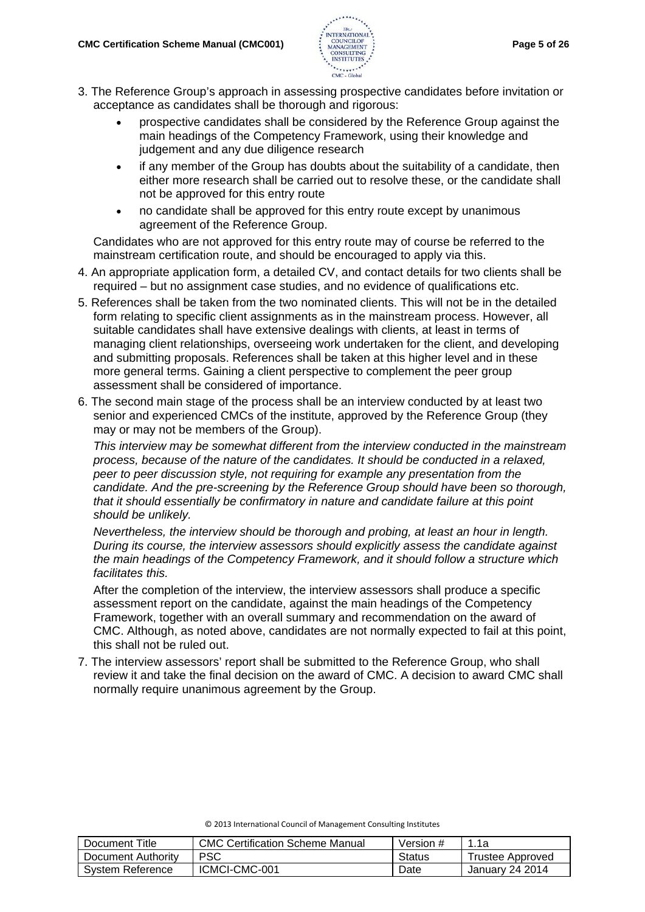3. The Reference Group's approach in assessing prospective candidates before invitation or acceptance as candidates shall be thorough and rigorous:

   - prospective candidates shall be considered by the Reference Group against the main headings of the Competency Framework, using their knowledge and judgement and any due diligence research
   - if any member of the Group has doubts about the suitability of a candidate, then either more research shall be carried out to resolve these, or the candidate shall not be approved for this entry route
   - no candidate shall be approved for this entry route except by unanimous agreement of the Reference Group.

   Candidates who are not approved for this entry route may of course be referred to the mainstream certification route, and should be encouraged to apply via this.

4. An appropriate application form, a detailed CV, and contact details for two clients shall be required – but no assignment case studies, and no evidence of qualifications etc.

5. References shall be taken from the two nominated clients. This will not be in the detailed form relating to specific client assignments as in the mainstream process. However, all suitable candidates shall have extensive dealings with clients, at least in terms of managing client relationships, overseeing work undertaken for the client, and developing and submitting proposals. References shall be taken at this higher level and in these more general terms. Gaining a client perspective to complement the peer group assessment shall be considered of importance.

6. The second main stage of the process shall be an interview conducted by at least two senior and experienced CMCs of the institute, approved by the Reference Group (they may or may not be members of the Group).

   *This interview may be somewhat different from the interview conducted in the mainstream process, because of the nature of the candidates. It should be conducted in a relaxed, peer to peer discussion style, not requiring for example any presentation from the candidate. And the pre-screening by the Reference Group should have been so thorough, that it should essentially be confirmatory in nature and candidate failure at this point should be unlikely.*

   *Nevertheless, the interview should be thorough and probing, at least an hour in length. During its course, the interview assessors should explicitly assess the candidate against the main headings of the Competency Framework, and it should follow a structure which facilitates this.*

   After the completion of the interview, the interview assessors shall produce a specific assessment report on the candidate, against the main headings of the Competency Framework, together with an overall summary and recommendation on the award of CMC. Although, as noted above, candidates are not normally expected to fail at this point, this shall not be ruled out.

7. The interview assessors' report shall be submitted to the Reference Group, who shall review it and take the final decision on the award of CMC. A decision to award CMC shall normally require unanimous agreement by the Group.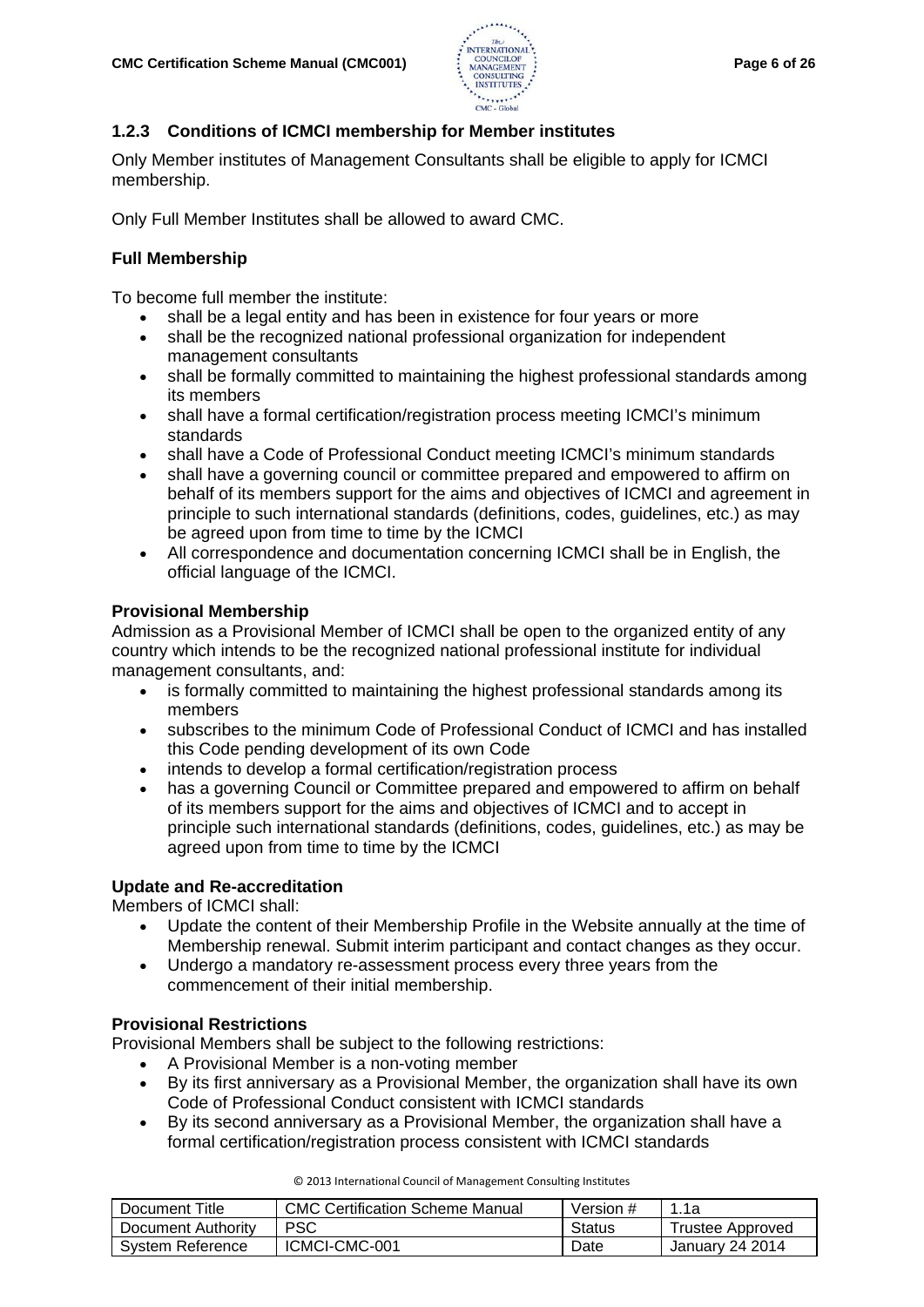### 1.2.3 Conditions of ICMCI membership for Member institutes

Only Member institutes of Management Consultants shall be eligible to apply for ICMCI membership.

Only Full Member Institutes shall be allowed to award CMC.

**Full Membership**

To become full member the institute:

- shall be a legal entity and has been in existence for four years or more
- shall be the recognized national professional organization for independent management consultants
- shall be formally committed to maintaining the highest professional standards among its members
- shall have a formal certification/registration process meeting ICMCI's minimum standards
- shall have a Code of Professional Conduct meeting ICMCI's minimum standards
- shall have a governing council or committee prepared and empowered to affirm on behalf of its members support for the aims and objectives of ICMCI and agreement in principle to such international standards (definitions, codes, guidelines, etc.) as may be agreed upon from time to time by the ICMCI
- All correspondence and documentation concerning ICMCI shall be in English, the official language of the ICMCI.

**Provisional Membership**

Admission as a Provisional Member of ICMCI shall be open to the organized entity of any country which intends to be the recognized national professional institute for individual management consultants, and:

- is formally committed to maintaining the highest professional standards among its members
- subscribes to the minimum Code of Professional Conduct of ICMCI and has installed this Code pending development of its own Code
- intends to develop a formal certification/registration process
- has a governing Council or Committee prepared and empowered to affirm on behalf of its members support for the aims and objectives of ICMCI and to accept in principle such international standards (definitions, codes, guidelines, etc.) as may be agreed upon from time to time by the ICMCI

**Update and Re-accreditation**

Members of ICMCI shall:

- Update the content of their Membership Profile in the Website annually at the time of Membership renewal. Submit interim participant and contact changes as they occur.
- Undergo a mandatory re-assessment process every three years from the commencement of their initial membership.

**Provisional Restrictions**

Provisional Members shall be subject to the following restrictions:

- A Provisional Member is a non-voting member
- By its first anniversary as a Provisional Member, the organization shall have its own Code of Professional Conduct consistent with ICMCI standards
- By its second anniversary as a Provisional Member, the organization shall have a formal certification/registration process consistent with ICMCI standards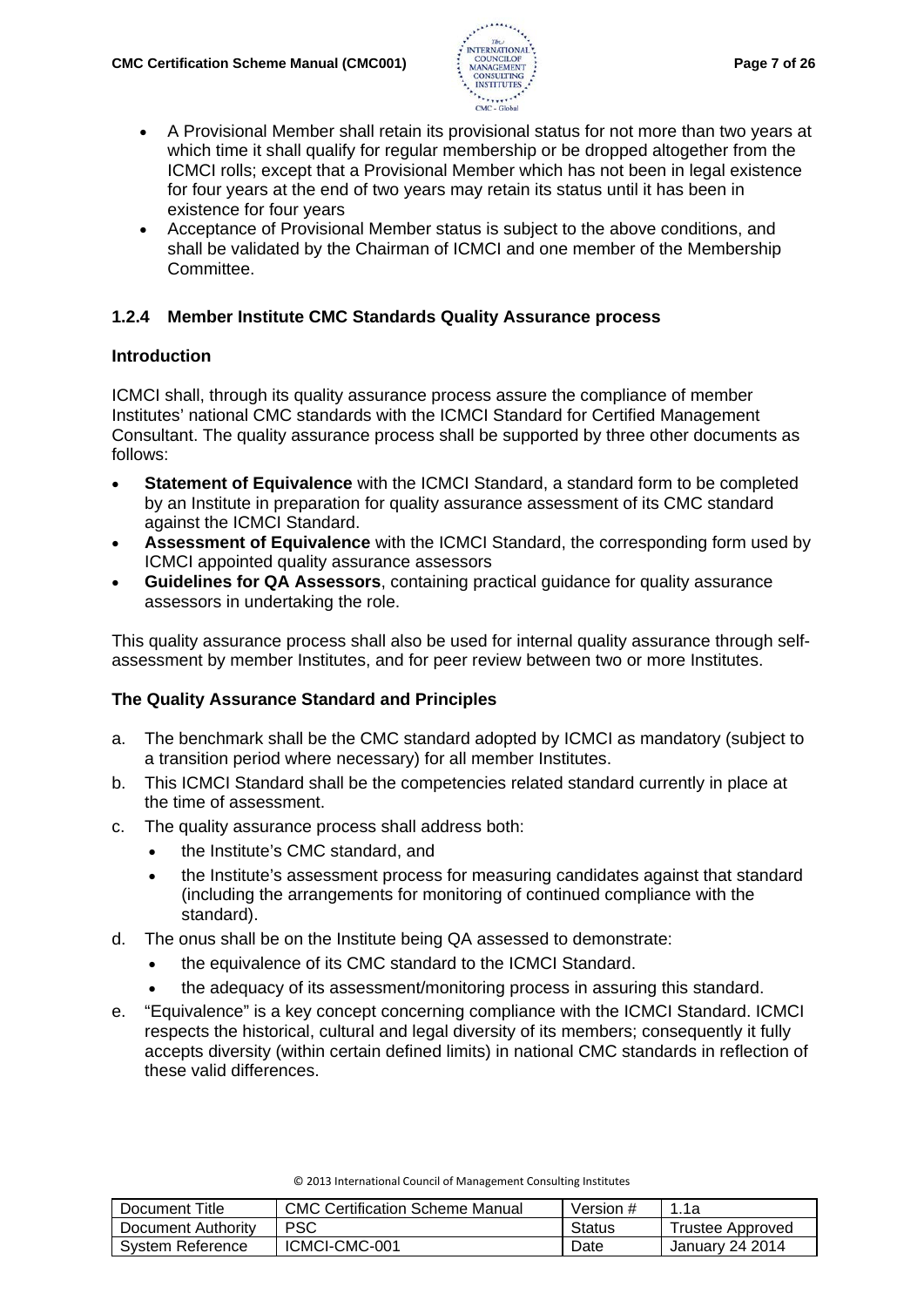- A Provisional Member shall retain its provisional status for not more than two years at which time it shall qualify for regular membership or be dropped altogether from the ICMCI rolls; except that a Provisional Member which has not been in legal existence for four years at the end of two years may retain its status until it has been in existence for four years
- Acceptance of Provisional Member status is subject to the above conditions, and shall be validated by the Chairman of ICMCI and one member of the Membership Committee.

### 1.2.4 Member Institute CMC Standards Quality Assurance process

**Introduction**

ICMCI shall, through its quality assurance process assure the compliance of member Institutes' national CMC standards with the ICMCI Standard for Certified Management Consultant. The quality assurance process shall be supported by three other documents as follows:

- **Statement of Equivalence** with the ICMCI Standard, a standard form to be completed by an Institute in preparation for quality assurance assessment of its CMC standard against the ICMCI Standard.
- **Assessment of Equivalence** with the ICMCI Standard, the corresponding form used by ICMCI appointed quality assurance assessors
- **Guidelines for QA Assessors**, containing practical guidance for quality assurance assessors in undertaking the role.

This quality assurance process shall also be used for internal quality assurance through self-assessment by member Institutes, and for peer review between two or more Institutes.

**The Quality Assurance Standard and Principles**

a. The benchmark shall be the CMC standard adopted by ICMCI as mandatory (subject to a transition period where necessary) for all member Institutes.
b. This ICMCI Standard shall be the competencies related standard currently in place at the time of assessment.
c. The quality assurance process shall address both:
   - the Institute's CMC standard, and
   - the Institute's assessment process for measuring candidates against that standard (including the arrangements for monitoring of continued compliance with the standard).
d. The onus shall be on the Institute being QA assessed to demonstrate:
   - the equivalence of its CMC standard to the ICMCI Standard.
   - the adequacy of its assessment/monitoring process in assuring this standard.
e. "Equivalence" is a key concept concerning compliance with the ICMCI Standard. ICMCI respects the historical, cultural and legal diversity of its members; consequently it fully accepts diversity (within certain defined limits) in national CMC standards in reflection of these valid differences.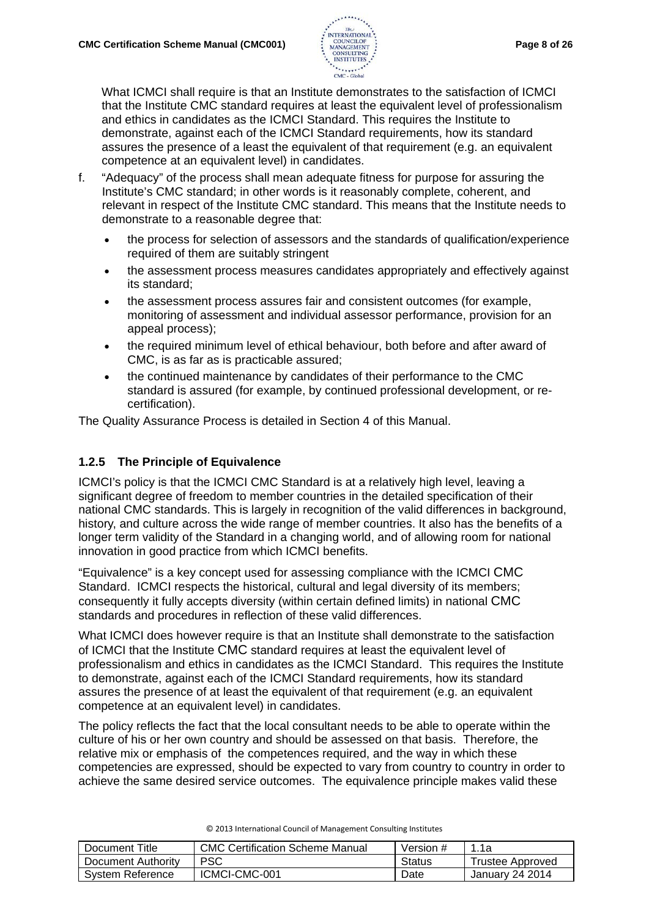What ICMCI shall require is that an Institute demonstrates to the satisfaction of ICMCI that the Institute CMC standard requires at least the equivalent level of professionalism and ethics in candidates as the ICMCI Standard. This requires the Institute to demonstrate, against each of the ICMCI Standard requirements, how its standard assures the presence of a least the equivalent of that requirement (e.g. an equivalent competence at an equivalent level) in candidates.

f. "Adequacy" of the process shall mean adequate fitness for purpose for assuring the Institute's CMC standard; in other words is it reasonably complete, coherent, and relevant in respect of the Institute CMC standard. This means that the Institute needs to demonstrate to a reasonable degree that:

   - the process for selection of assessors and the standards of qualification/experience required of them are suitably stringent
   - the assessment process measures candidates appropriately and effectively against its standard;
   - the assessment process assures fair and consistent outcomes (for example, monitoring of assessment and individual assessor performance, provision for an appeal process);
   - the required minimum level of ethical behaviour, both before and after award of CMC, is as far as is practicable assured;
   - the continued maintenance by candidates of their performance to the CMC standard is assured (for example, by continued professional development, or re-certification).

The Quality Assurance Process is detailed in Section 4 of this Manual.

### 1.2.5 The Principle of Equivalence

ICMCI's policy is that the ICMCI CMC Standard is at a relatively high level, leaving a significant degree of freedom to member countries in the detailed specification of their national CMC standards. This is largely in recognition of the valid differences in background, history, and culture across the wide range of member countries. It also has the benefits of a longer term validity of the Standard in a changing world, and of allowing room for national innovation in good practice from which ICMCI benefits.

"Equivalence" is a key concept used for assessing compliance with the ICMCI CMC Standard. ICMCI respects the historical, cultural and legal diversity of its members; consequently it fully accepts diversity (within certain defined limits) in national CMC standards and procedures in reflection of these valid differences.

What ICMCI does however require is that an Institute shall demonstrate to the satisfaction of ICMCI that the Institute CMC standard requires at least the equivalent level of professionalism and ethics in candidates as the ICMCI Standard. This requires the Institute to demonstrate, against each of the ICMCI Standard requirements, how its standard assures the presence of at least the equivalent of that requirement (e.g. an equivalent competence at an equivalent level) in candidates.

The policy reflects the fact that the local consultant needs to be able to operate within the culture of his or her own country and should be assessed on that basis. Therefore, the relative mix or emphasis of the competences required, and the way in which these competencies are expressed, should be expected to vary from country to country in order to achieve the same desired service outcomes. The equivalence principle makes valid these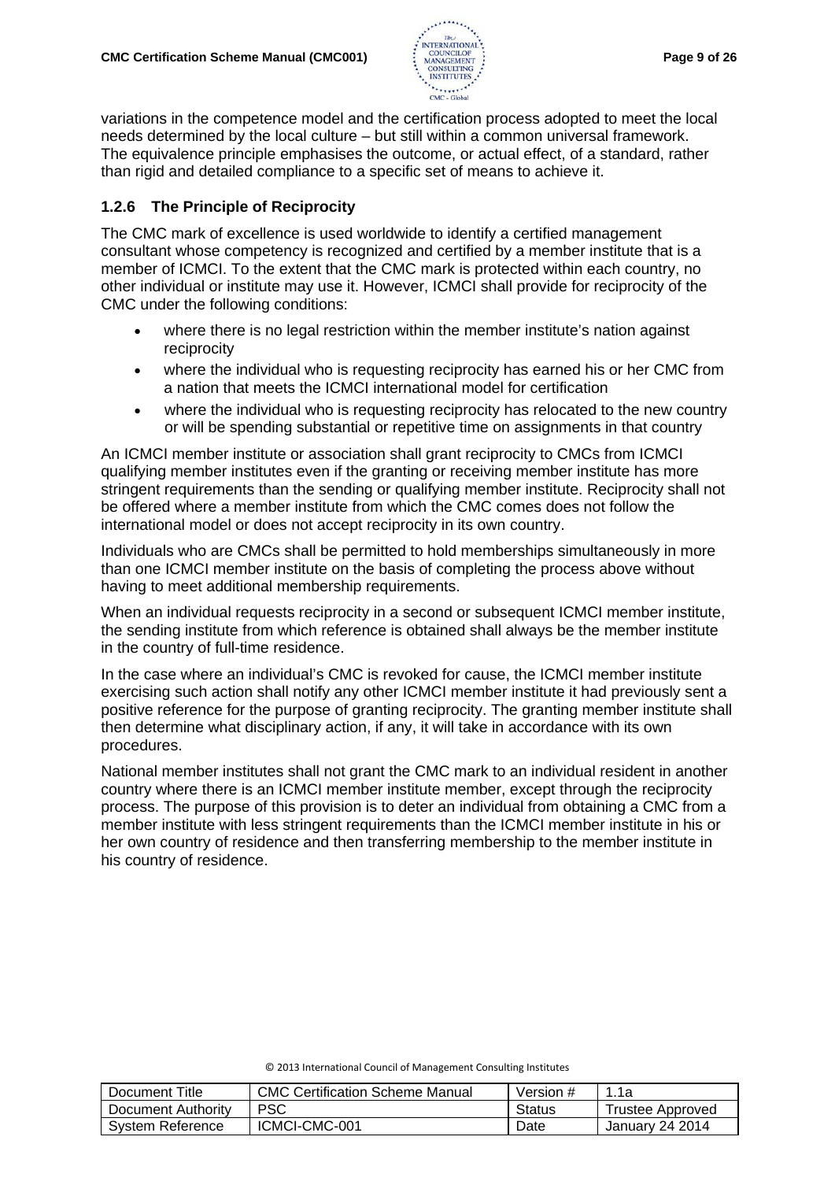variations in the competence model and the certification process adopted to meet the local needs determined by the local culture – but still within a common universal framework. The equivalence principle emphasises the outcome, or actual effect, of a standard, rather than rigid and detailed compliance to a specific set of means to achieve it.

### 1.2.6 The Principle of Reciprocity

The CMC mark of excellence is used worldwide to identify a certified management consultant whose competency is recognized and certified by a member institute that is a member of ICMCI. To the extent that the CMC mark is protected within each country, no other individual or institute may use it. However, ICMCI shall provide for reciprocity of the CMC under the following conditions:

- where there is no legal restriction within the member institute's nation against reciprocity
- where the individual who is requesting reciprocity has earned his or her CMC from a nation that meets the ICMCI international model for certification
- where the individual who is requesting reciprocity has relocated to the new country or will be spending substantial or repetitive time on assignments in that country

An ICMCI member institute or association shall grant reciprocity to CMCs from ICMCI qualifying member institutes even if the granting or receiving member institute has more stringent requirements than the sending or qualifying member institute. Reciprocity shall not be offered where a member institute from which the CMC comes does not follow the international model or does not accept reciprocity in its own country.

Individuals who are CMCs shall be permitted to hold memberships simultaneously in more than one ICMCI member institute on the basis of completing the process above without having to meet additional membership requirements.

When an individual requests reciprocity in a second or subsequent ICMCI member institute, the sending institute from which reference is obtained shall always be the member institute in the country of full-time residence.

In the case where an individual's CMC is revoked for cause, the ICMCI member institute exercising such action shall notify any other ICMCI member institute it had previously sent a positive reference for the purpose of granting reciprocity. The granting member institute shall then determine what disciplinary action, if any, it will take in accordance with its own procedures.

National member institutes shall not grant the CMC mark to an individual resident in another country where there is an ICMCI member institute member, except through the reciprocity process. The purpose of this provision is to deter an individual from obtaining a CMC from a member institute with less stringent requirements than the ICMCI member institute in his or her own country of residence and then transferring membership to the member institute in his country of residence.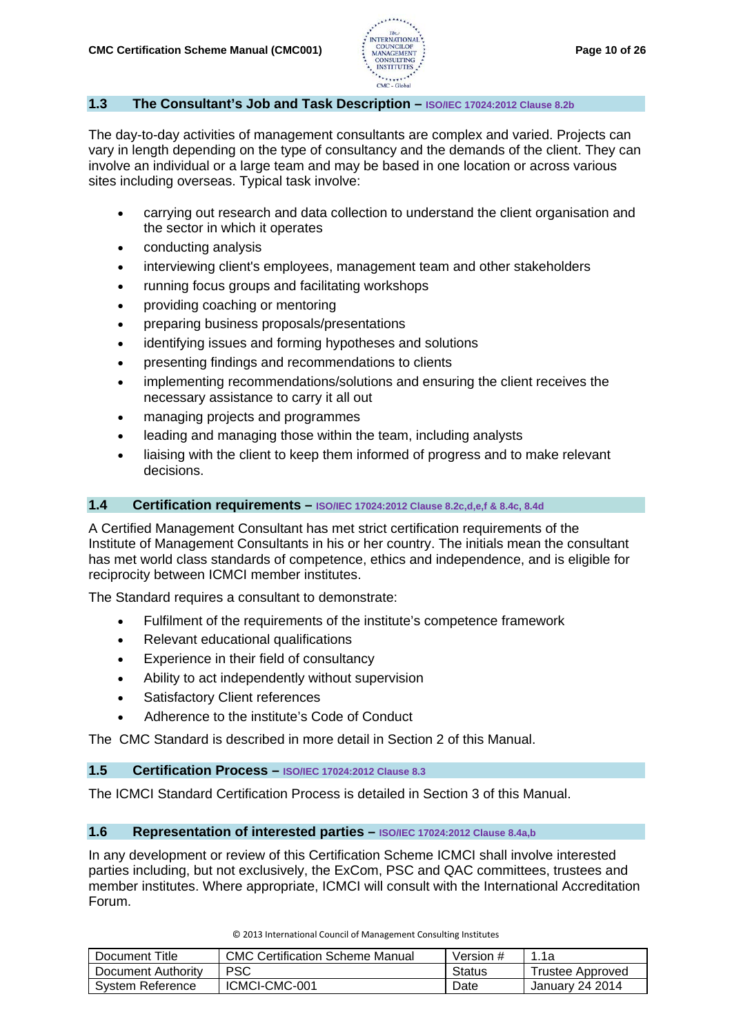## 1.3 The Consultant's Job and Task Description – ISO/IEC 17024:2012 Clause 8.2b

The day-to-day activities of management consultants are complex and varied. Projects can vary in length depending on the type of consultancy and the demands of the client. They can involve an individual or a large team and may be based in one location or across various sites including overseas. Typical task involve:

- carrying out research and data collection to understand the client organisation and the sector in which it operates
- conducting analysis
- interviewing client's employees, management team and other stakeholders
- running focus groups and facilitating workshops
- providing coaching or mentoring
- preparing business proposals/presentations
- identifying issues and forming hypotheses and solutions
- presenting findings and recommendations to clients
- implementing recommendations/solutions and ensuring the client receives the necessary assistance to carry it all out
- managing projects and programmes
- leading and managing those within the team, including analysts
- liaising with the client to keep them informed of progress and to make relevant decisions.

## 1.4 Certification requirements – ISO/IEC 17024:2012 Clause 8.2c,d,e,f & 8.4c, 8.4d

A Certified Management Consultant has met strict certification requirements of the Institute of Management Consultants in his or her country. The initials mean the consultant has met world class standards of competence, ethics and independence, and is eligible for reciprocity between ICMCI member institutes.

The Standard requires a consultant to demonstrate:

- Fulfilment of the requirements of the institute's competence framework
- Relevant educational qualifications
- Experience in their field of consultancy
- Ability to act independently without supervision
- Satisfactory Client references
- Adherence to the institute's Code of Conduct

The CMC Standard is described in more detail in Section 2 of this Manual.

## 1.5 Certification Process – ISO/IEC 17024:2012 Clause 8.3

The ICMCI Standard Certification Process is detailed in Section 3 of this Manual.

## 1.6 Representation of interested parties – ISO/IEC 17024:2012 Clause 8.4a,b

In any development or review of this Certification Scheme ICMCI shall involve interested parties including, but not exclusively, the ExCom, PSC and QAC committees, trustees and member institutes. Where appropriate, ICMCI will consult with the International Accreditation Forum.

© 2013 International Council of Management Consulting Institutes

| Document Title | CMC Certification Scheme Manual | Version # | 1.1a |
|---|---|---|---|
| Document Authority | PSC | Status | Trustee Approved |
| System Reference | ICMCI-CMC-001 | Date | January 24 2014 |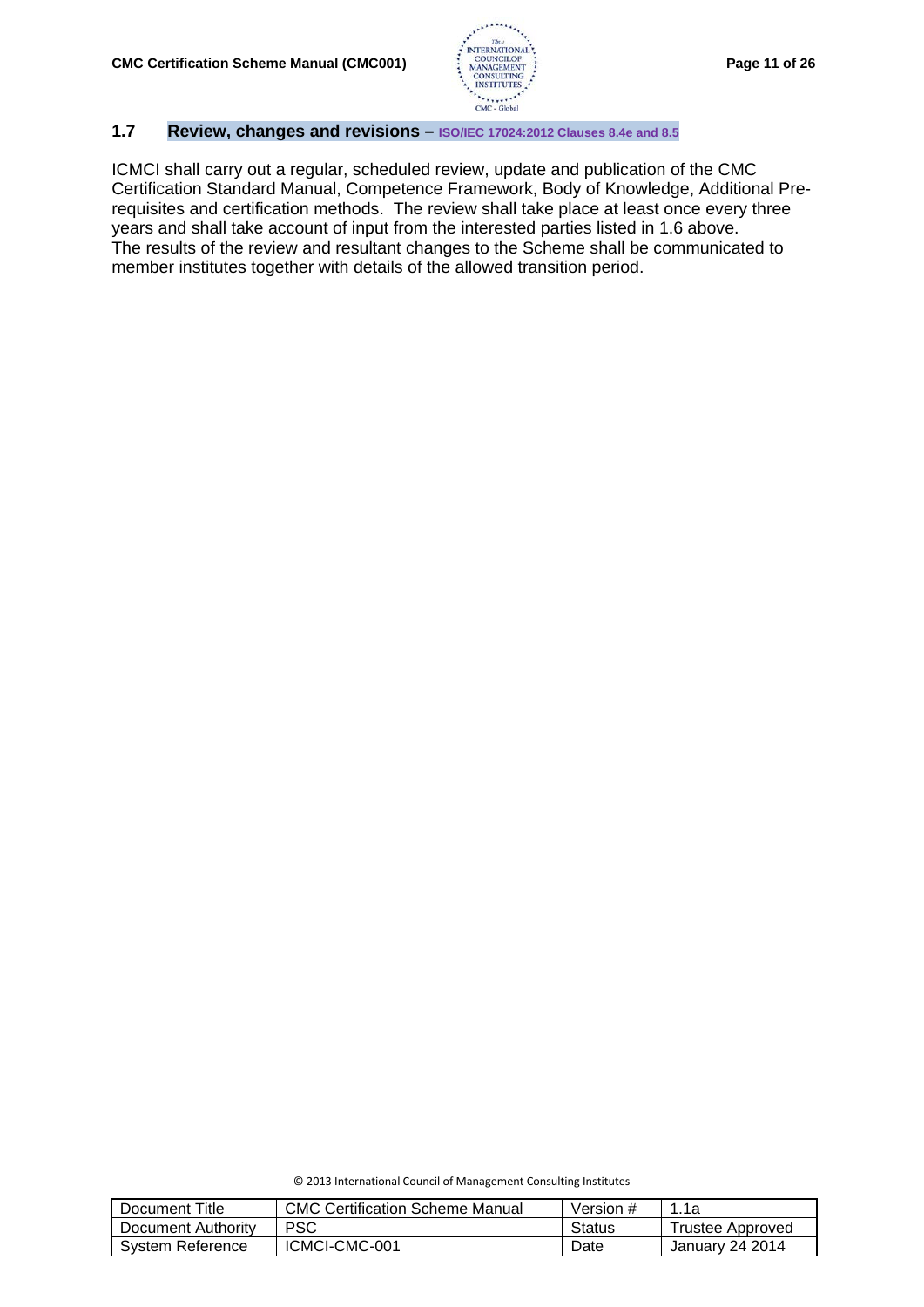## 1.7 Review, changes and revisions – ISO/IEC 17024:2012 Clauses 8.4e and 8.5

ICMCI shall carry out a regular, scheduled review, update and publication of the CMC Certification Standard Manual, Competence Framework, Body of Knowledge, Additional Pre-requisites and certification methods. The review shall take place at least once every three years and shall take account of input from the interested parties listed in 1.6 above.
The results of the review and resultant changes to the Scheme shall be communicated to member institutes together with details of the allowed transition period.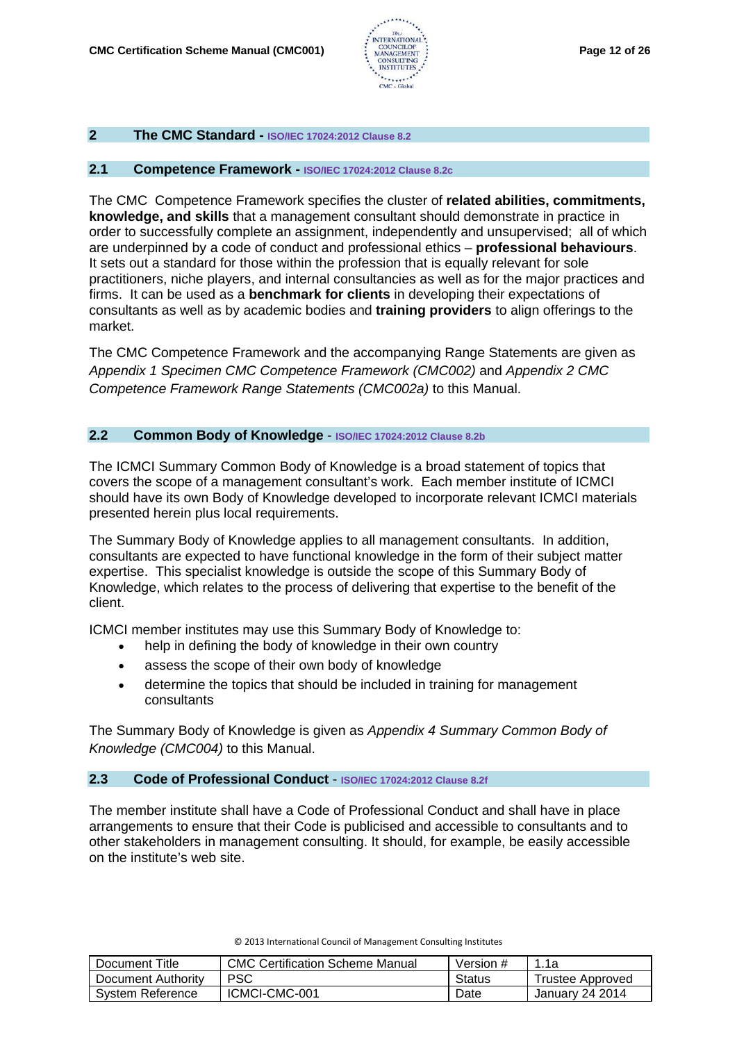## 2 The CMC Standard - ISO/IEC 17024:2012 Clause 8.2

### 2.1 Competence Framework - ISO/IEC 17024:2012 Clause 8.2c

The CMC Competence Framework specifies the cluster of **related abilities, commitments, knowledge, and skills** that a management consultant should demonstrate in practice in order to successfully complete an assignment, independently and unsupervised; all of which are underpinned by a code of conduct and professional ethics – **professional behaviours**. It sets out a standard for those within the profession that is equally relevant for sole practitioners, niche players, and internal consultancies as well as for the major practices and firms. It can be used as a **benchmark for clients** in developing their expectations of consultants as well as by academic bodies and **training providers** to align offerings to the market.

The CMC Competence Framework and the accompanying Range Statements are given as *Appendix 1 Specimen CMC Competence Framework (CMC002)* and *Appendix 2 CMC Competence Framework Range Statements (CMC002a)* to this Manual.

### 2.2 Common Body of Knowledge - ISO/IEC 17024:2012 Clause 8.2b

The ICMCI Summary Common Body of Knowledge is a broad statement of topics that covers the scope of a management consultant's work. Each member institute of ICMCI should have its own Body of Knowledge developed to incorporate relevant ICMCI materials presented herein plus local requirements.

The Summary Body of Knowledge applies to all management consultants. In addition, consultants are expected to have functional knowledge in the form of their subject matter expertise. This specialist knowledge is outside the scope of this Summary Body of Knowledge, which relates to the process of delivering that expertise to the benefit of the client.

ICMCI member institutes may use this Summary Body of Knowledge to:

- help in defining the body of knowledge in their own country
- assess the scope of their own body of knowledge
- determine the topics that should be included in training for management consultants

The Summary Body of Knowledge is given as *Appendix 4 Summary Common Body of Knowledge (CMC004)* to this Manual.

### 2.3 Code of Professional Conduct - ISO/IEC 17024:2012 Clause 8.2f

The member institute shall have a Code of Professional Conduct and shall have in place arrangements to ensure that their Code is publicised and accessible to consultants and to other stakeholders in management consulting. It should, for example, be easily accessible on the institute's web site.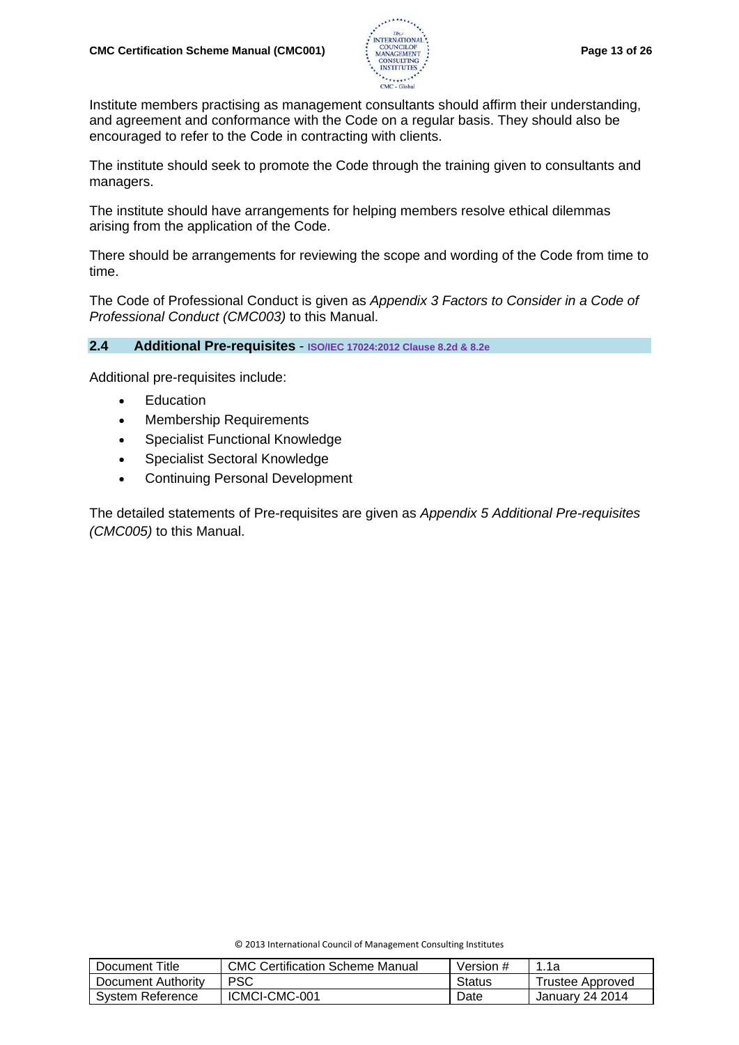Institute members practising as management consultants should affirm their understanding, and agreement and conformance with the Code on a regular basis. They should also be encouraged to refer to the Code in contracting with clients.

The institute should seek to promote the Code through the training given to consultants and managers.

The institute should have arrangements for helping members resolve ethical dilemmas arising from the application of the Code.

There should be arrangements for reviewing the scope and wording of the Code from time to time.

The Code of Professional Conduct is given as *Appendix 3 Factors to Consider in a Code of Professional Conduct (CMC003)* to this Manual.

## 2.4 Additional Pre-requisites - ISO/IEC 17024:2012 Clause 8.2d & 8.2e

Additional pre-requisites include:

- Education
- Membership Requirements
- Specialist Functional Knowledge
- Specialist Sectoral Knowledge
- Continuing Personal Development

The detailed statements of Pre-requisites are given as *Appendix 5 Additional Pre-requisites (CMC005)* to this Manual.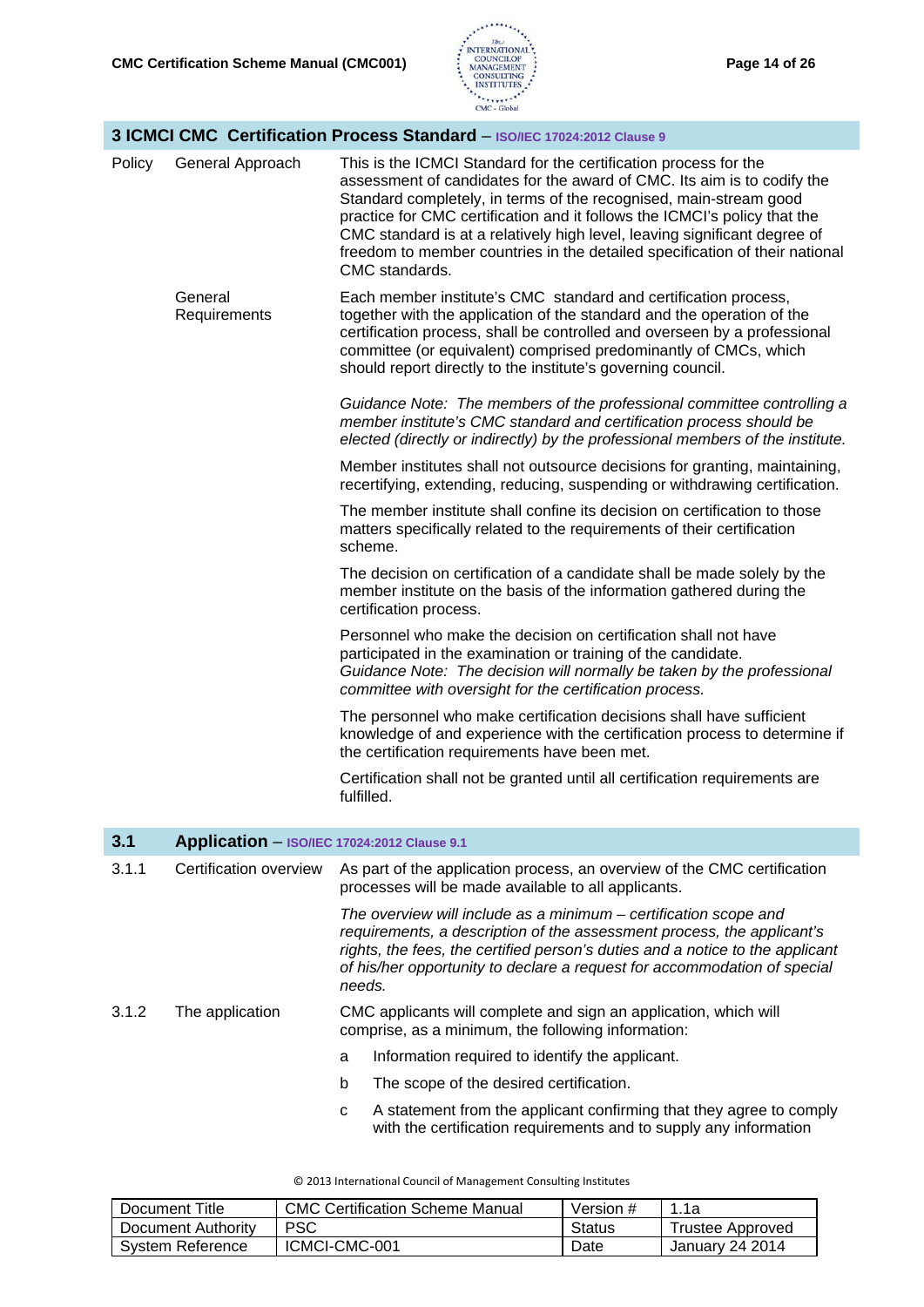## 3 ICMCI CMC Certification Process Standard – ISO/IEC 17024:2012 Clause 9

| | | |
|---|---|---|
| Policy | General Approach | This is the ICMCI Standard for the certification process for the assessment of candidates for the award of CMC. Its aim is to codify the Standard completely, in terms of the recognised, main-stream good practice for CMC certification and it follows the ICMCI's policy that the CMC standard is at a relatively high level, leaving significant degree of freedom to member countries in the detailed specification of their national CMC standards. |
| | General Requirements | Each member institute's CMC standard and certification process, together with the application of the standard and the operation of the certification process, shall be controlled and overseen by a professional committee (or equivalent) comprised predominantly of CMCs, which should report directly to the institute's governing council. |

*Guidance Note: The members of the professional committee controlling a member institute's CMC standard and certification process should be elected (directly or indirectly) by the professional members of the institute.*

Member institutes shall not outsource decisions for granting, maintaining, recertifying, extending, reducing, suspending or withdrawing certification.

The member institute shall confine its decision on certification to those matters specifically related to the requirements of their certification scheme.

The decision on certification of a candidate shall be made solely by the member institute on the basis of the information gathered during the certification process.

Personnel who make the decision on certification shall not have participated in the examination or training of the candidate.
*Guidance Note: The decision will normally be taken by the professional committee with oversight for the certification process.*

The personnel who make certification decisions shall have sufficient knowledge of and experience with the certification process to determine if the certification requirements have been met.

Certification shall not be granted until all certification requirements are fulfilled.

## 3.1 Application – ISO/IEC 17024:2012 Clause 9.1

| | | |
|---|---|---|
| 3.1.1 | Certification overview | As part of the application process, an overview of the CMC certification processes will be made available to all applicants. |

*The overview will include as a minimum – certification scope and requirements, a description of the assessment process, the applicant's rights, the fees, the certified person's duties and a notice to the applicant of his/her opportunity to declare a request for accommodation of special needs.*

| | | |
|---|---|---|
| 3.1.2 | The application | CMC applicants will complete and sign an application, which will comprise, as a minimum, the following information: |

a. Information required to identify the applicant.

b. The scope of the desired certification.

c. A statement from the applicant confirming that they agree to comply with the certification requirements and to supply any information

© 2013 International Council of Management Consulting Institutes

| Document Title | CMC Certification Scheme Manual | Version # | 1.1a |
|---|---|---|---|
| Document Authority | PSC | Status | Trustee Approved |
| System Reference | ICMCI-CMC-001 | Date | January 24 2014 |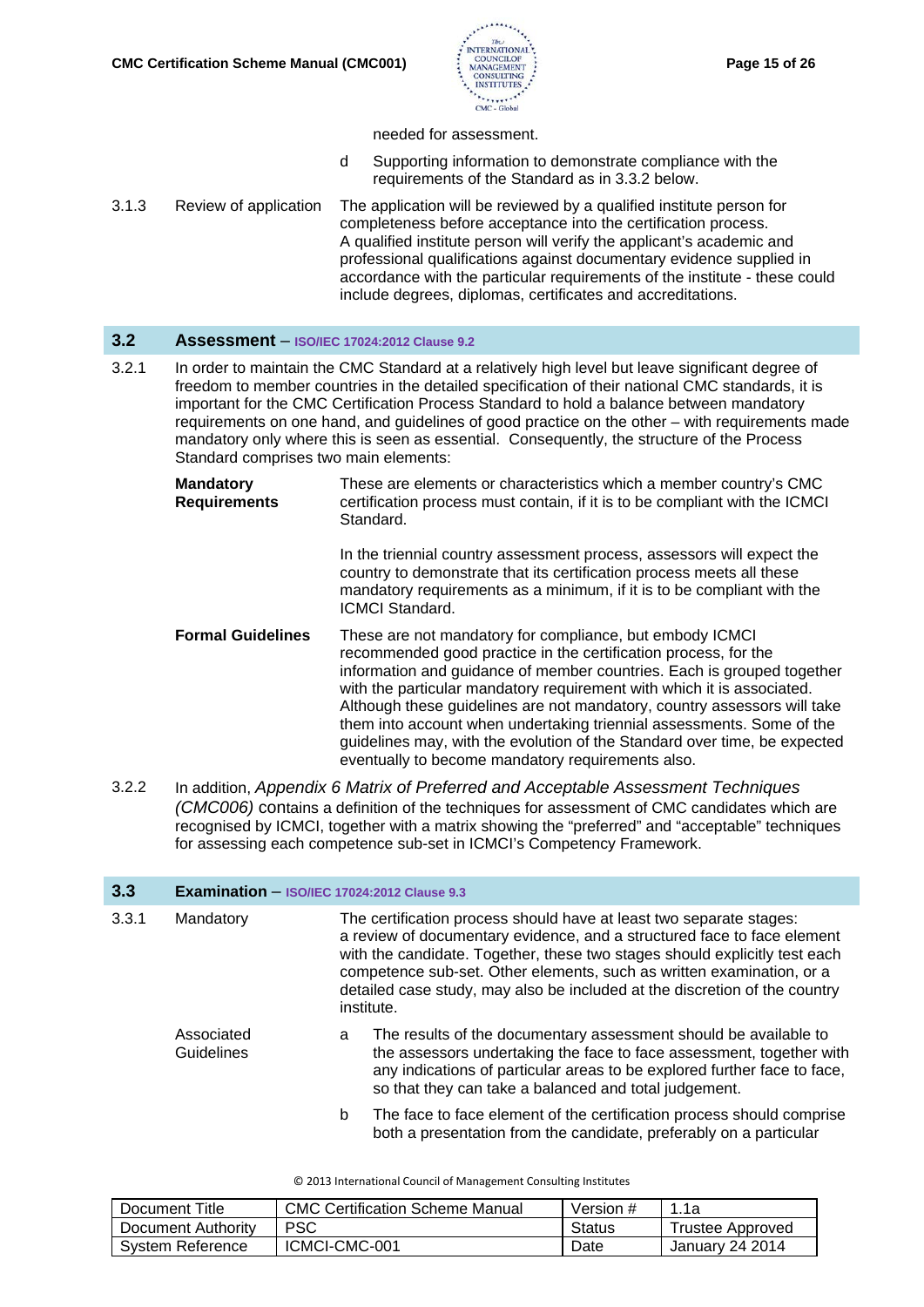needed for assessment.

d Supporting information to demonstrate compliance with the requirements of the Standard as in 3.3.2 below.

3.1.3 Review of application

The application will be reviewed by a qualified institute person for completeness before acceptance into the certification process. A qualified institute person will verify the applicant's academic and professional qualifications against documentary evidence supplied in accordance with the particular requirements of the institute - these could include degrees, diplomas, certificates and accreditations.

## 3.2 Assessment – ISO/IEC 17024:2012 Clause 9.2

3.2.1 In order to maintain the CMC Standard at a relatively high level but leave significant degree of freedom to member countries in the detailed specification of their national CMC standards, it is important for the CMC Certification Process Standard to hold a balance between mandatory requirements on one hand, and guidelines of good practice on the other – with requirements made mandatory only where this is seen as essential. Consequently, the structure of the Process Standard comprises two main elements:

**Mandatory Requirements**

These are elements or characteristics which a member country's CMC certification process must contain, if it is to be compliant with the ICMCI Standard.

In the triennial country assessment process, assessors will expect the country to demonstrate that its certification process meets all these mandatory requirements as a minimum, if it is to be compliant with the ICMCI Standard.

**Formal Guidelines**

These are not mandatory for compliance, but embody ICMCI recommended good practice in the certification process, for the information and guidance of member countries. Each is grouped together with the particular mandatory requirement with which it is associated. Although these guidelines are not mandatory, country assessors will take them into account when undertaking triennial assessments. Some of the guidelines may, with the evolution of the Standard over time, be expected eventually to become mandatory requirements also.

3.2.2 In addition, *Appendix 6 Matrix of Preferred and Acceptable Assessment Techniques (CMC006)* contains a definition of the techniques for assessment of CMC candidates which are recognised by ICMCI, together with a matrix showing the "preferred" and "acceptable" techniques for assessing each competence sub-set in ICMCI's Competency Framework.

## 3.3 Examination – ISO/IEC 17024:2012 Clause 9.3

3.3.1 Mandatory

The certification process should have at least two separate stages: a review of documentary evidence, and a structured face to face element with the candidate. Together, these two stages should explicitly test each competence sub-set. Other elements, such as written examination, or a detailed case study, may also be included at the discretion of the country institute.

Associated Guidelines

a The results of the documentary assessment should be available to the assessors undertaking the face to face assessment, together with any indications of particular areas to be explored further face to face, so that they can take a balanced and total judgement.

b The face to face element of the certification process should comprise both a presentation from the candidate, preferably on a particular

© 2013 International Council of Management Consulting Institutes

| Document Title | CMC Certification Scheme Manual | Version # | 1.1a |
|---|---|---|---|
| Document Authority | PSC | Status | Trustee Approved |
| System Reference | ICMCI-CMC-001 | Date | January 24 2014 |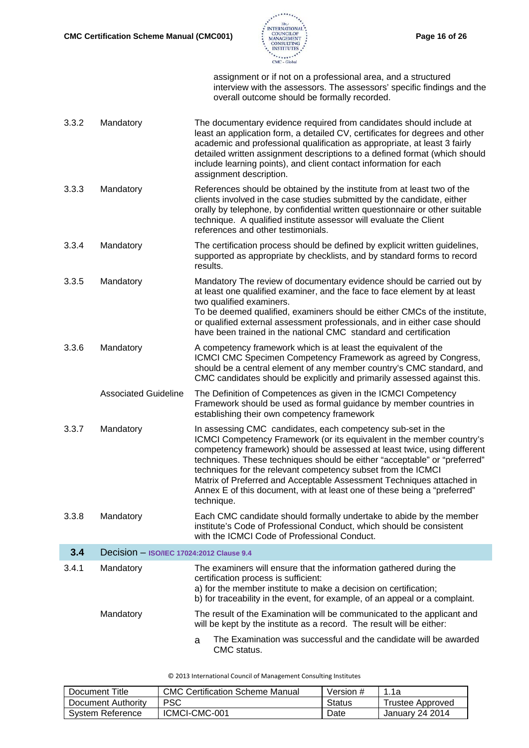assignment or if not on a professional area, and a structured interview with the assessors. The assessors' specific findings and the overall outcome should be formally recorded.

| | | |
|---|---|---|
| 3.3.2 | Mandatory | The documentary evidence required from candidates should include at least an application form, a detailed CV, certificates for degrees and other academic and professional qualification as appropriate, at least 3 fairly detailed written assignment descriptions to a defined format (which should include learning points), and client contact information for each assignment description. |
| 3.3.3 | Mandatory | References should be obtained by the institute from at least two of the clients involved in the case studies submitted by the candidate, either orally by telephone, by confidential written questionnaire or other suitable technique. A qualified institute assessor will evaluate the Client references and other testimonials. |
| 3.3.4 | Mandatory | The certification process should be defined by explicit written guidelines, supported as appropriate by checklists, and by standard forms to record results. |
| 3.3.5 | Mandatory | Mandatory The review of documentary evidence should be carried out by at least one qualified examiner, and the face to face element by at least two qualified examiners.<br>To be deemed qualified, examiners should be either CMCs of the institute, or qualified external assessment professionals, and in either case should have been trained in the national CMC standard and certification |
| 3.3.6 | Mandatory | A competency framework which is at least the equivalent of the ICMCI CMC Specimen Competency Framework as agreed by Congress, should be a central element of any member country's CMC standard, and CMC candidates should be explicitly and primarily assessed against this. |
| | Associated Guideline | The Definition of Competences as given in the ICMCI Competency Framework should be used as formal guidance by member countries in establishing their own competency framework |
| 3.3.7 | Mandatory | In assessing CMC candidates, each competency sub-set in the ICMCI Competency Framework (or its equivalent in the member country's competency framework) should be assessed at least twice, using different techniques. These techniques should be either "acceptable" or "preferred" techniques for the relevant competency subset from the ICMCI Matrix of Preferred and Acceptable Assessment Techniques attached in Annex E of this document, with at least one of these being a "preferred" technique. |
| 3.3.8 | Mandatory | Each CMC candidate should formally undertake to abide by the member institute's Code of Professional Conduct, which should be consistent with the ICMCI Code of Professional Conduct. |
| **3.4** | **Decision – ISO/IEC 17024:2012 Clause 9.4** | |
| 3.4.1 | Mandatory | The examiners will ensure that the information gathered during the certification process is sufficient:<br>a) for the member institute to make a decision on certification;<br>b) for traceability in the event, for example, of an appeal or a complaint. |
| | Mandatory | The result of the Examination will be communicated to the applicant and will be kept by the institute as a record. The result will be either:<br>a The Examination was successful and the candidate will be awarded CMC status. |

© 2013 International Council of Management Consulting Institutes

| Document Title | CMC Certification Scheme Manual | Version # | 1.1a |
|---|---|---|---|
| Document Authority | PSC | Status | Trustee Approved |
| System Reference | ICMCI-CMC-001 | Date | January 24 2014 |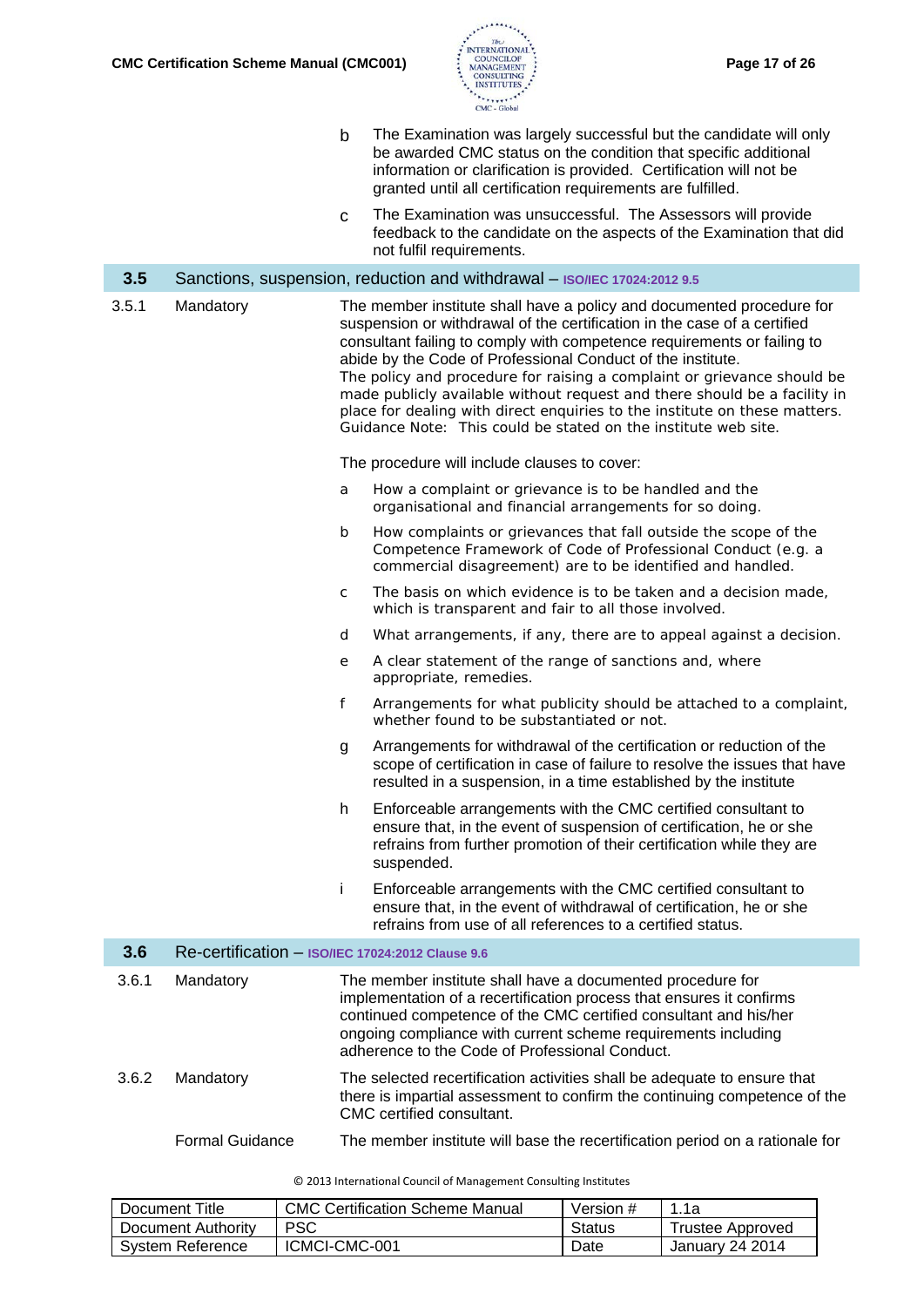b The Examination was largely successful but the candidate will only be awarded CMC status on the condition that specific additional information or clarification is provided. Certification will not be granted until all certification requirements are fulfilled.

c The Examination was unsuccessful. The Assessors will provide feedback to the candidate on the aspects of the Examination that did not fulfil requirements.

## 3.5 Sanctions, suspension, reduction and withdrawal – ISO/IEC 17024:2012 9.5

**3.5.1 Mandatory**

The member institute shall have a policy and documented procedure for suspension or withdrawal of the certification in the case of a certified consultant failing to comply with competence requirements or failing to abide by the Code of Professional Conduct of the institute.
The policy and procedure for raising a complaint or grievance should be made publicly available without request and there should be a facility in place for dealing with direct enquiries to the institute on these matters.
Guidance Note: This could be stated on the institute web site.

The procedure will include clauses to cover:

a How a complaint or grievance is to be handled and the organisational and financial arrangements for so doing.

b How complaints or grievances that fall outside the scope of the Competence Framework of Code of Professional Conduct (e.g. a commercial disagreement) are to be identified and handled.

c The basis on which evidence is to be taken and a decision made, which is transparent and fair to all those involved.

d What arrangements, if any, there are to appeal against a decision.

e A clear statement of the range of sanctions and, where appropriate, remedies.

f Arrangements for what publicity should be attached to a complaint, whether found to be substantiated or not.

g Arrangements for withdrawal of the certification or reduction of the scope of certification in case of failure to resolve the issues that have resulted in a suspension, in a time established by the institute

h Enforceable arrangements with the CMC certified consultant to ensure that, in the event of suspension of certification, he or she refrains from further promotion of their certification while they are suspended.

i Enforceable arrangements with the CMC certified consultant to ensure that, in the event of withdrawal of certification, he or she refrains from use of all references to a certified status.

## 3.6 Re-certification – ISO/IEC 17024:2012 Clause 9.6

**3.6.1 Mandatory**

The member institute shall have a documented procedure for implementation of a recertification process that ensures it confirms continued competence of the CMC certified consultant and his/her ongoing compliance with current scheme requirements including adherence to the Code of Professional Conduct.

**3.6.2 Mandatory**

The selected recertification activities shall be adequate to ensure that there is impartial assessment to confirm the continuing competence of the CMC certified consultant.

**Formal Guidance**

The member institute will base the recertification period on a rationale for

© 2013 International Council of Management Consulting Institutes

| Document Title | CMC Certification Scheme Manual | Version # | 1.1a |
|---|---|---|---|
| Document Authority | PSC | Status | Trustee Approved |
| System Reference | ICMCI-CMC-001 | Date | January 24 2014 |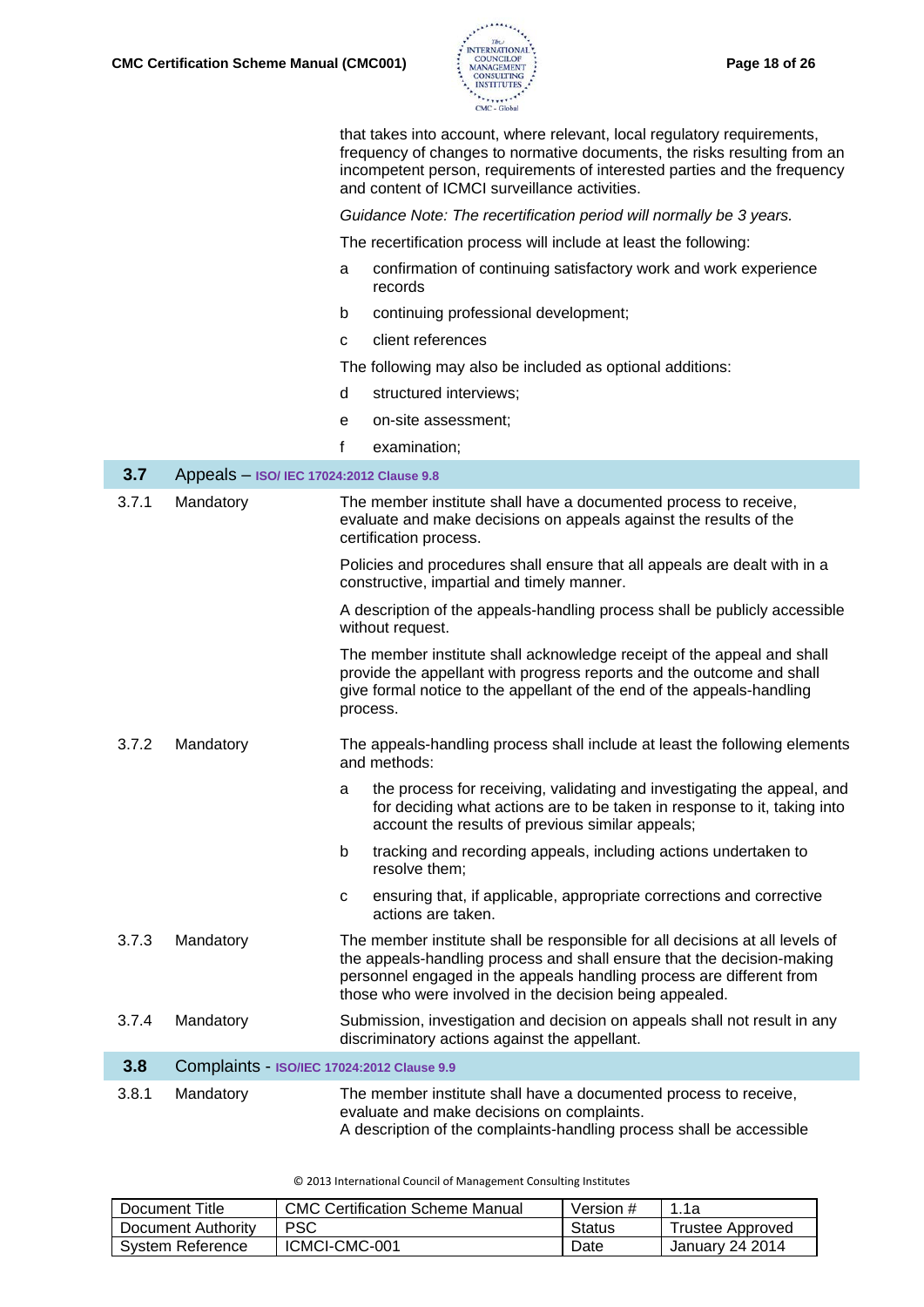that takes into account, where relevant, local regulatory requirements, frequency of changes to normative documents, the risks resulting from an incompetent person, requirements of interested parties and the frequency and content of ICMCI surveillance activities.

*Guidance Note: The recertification period will normally be 3 years.*

The recertification process will include at least the following:

a confirmation of continuing satisfactory work and work experience records

b continuing professional development;

c client references

The following may also be included as optional additions:

d structured interviews;

e on-site assessment;

f examination;

## 3.7 Appeals – ISO/ IEC 17024:2012 Clause 9.8

**3.7.1 Mandatory**

The member institute shall have a documented process to receive, evaluate and make decisions on appeals against the results of the certification process.

Policies and procedures shall ensure that all appeals are dealt with in a constructive, impartial and timely manner.

A description of the appeals-handling process shall be publicly accessible without request.

The member institute shall acknowledge receipt of the appeal and shall provide the appellant with progress reports and the outcome and shall give formal notice to the appellant of the end of the appeals-handling process.

**3.7.2 Mandatory**

The appeals-handling process shall include at least the following elements and methods:

a the process for receiving, validating and investigating the appeal, and for deciding what actions are to be taken in response to it, taking into account the results of previous similar appeals;

b tracking and recording appeals, including actions undertaken to resolve them;

c ensuring that, if applicable, appropriate corrections and corrective actions are taken.

**3.7.3 Mandatory**

The member institute shall be responsible for all decisions at all levels of the appeals-handling process and shall ensure that the decision-making personnel engaged in the appeals handling process are different from those who were involved in the decision being appealed.

**3.7.4 Mandatory**

Submission, investigation and decision on appeals shall not result in any discriminatory actions against the appellant.

## 3.8 Complaints - ISO/IEC 17024:2012 Clause 9.9

**3.8.1 Mandatory**

The member institute shall have a documented process to receive, evaluate and make decisions on complaints.
A description of the complaints-handling process shall be accessible

© 2013 International Council of Management Consulting Institutes

| Document Title | CMC Certification Scheme Manual | Version # | 1.1a |
|---|---|---|---|
| Document Authority | PSC | Status | Trustee Approved |
| System Reference | ICMCI-CMC-001 | Date | January 24 2014 |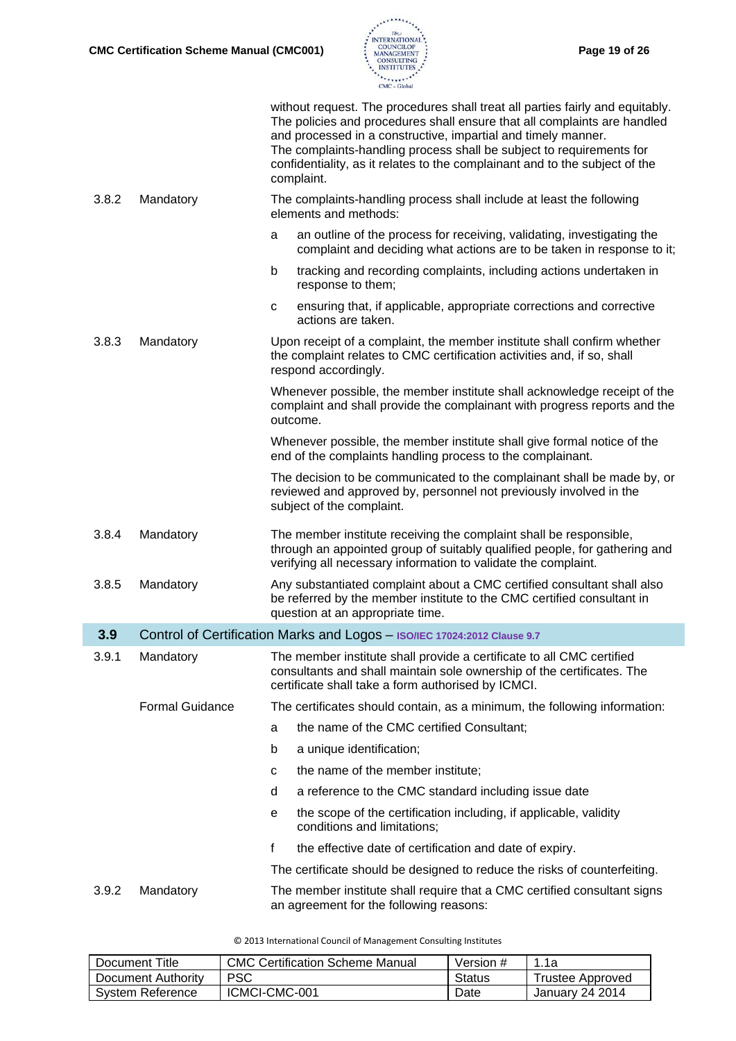| | | |
|---|---|---|
| | | without request. The procedures shall treat all parties fairly and equitably. The policies and procedures shall ensure that all complaints are handled and processed in a constructive, impartial and timely manner. The complaints-handling process shall be subject to requirements for confidentiality, as it relates to the complainant and to the subject of the complaint. |
| 3.8.2 | Mandatory | The complaints-handling process shall include at least the following elements and methods:<br>a an outline of the process for receiving, validating, investigating the complaint and deciding what actions are to be taken in response to it;<br>b tracking and recording complaints, including actions undertaken in response to them;<br>c ensuring that, if applicable, appropriate corrections and corrective actions are taken. |
| 3.8.3 | Mandatory | Upon receipt of a complaint, the member institute shall confirm whether the complaint relates to CMC certification activities and, if so, shall respond accordingly.<br>Whenever possible, the member institute shall acknowledge receipt of the complaint and shall provide the complainant with progress reports and the outcome.<br>Whenever possible, the member institute shall give formal notice of the end of the complaints handling process to the complainant.<br>The decision to be communicated to the complainant shall be made by, or reviewed and approved by, personnel not previously involved in the subject of the complaint. |
| 3.8.4 | Mandatory | The member institute receiving the complaint shall be responsible, through an appointed group of suitably qualified people, for gathering and verifying all necessary information to validate the complaint. |
| 3.8.5 | Mandatory | Any substantiated complaint about a CMC certified consultant shall also be referred by the member institute to the CMC certified consultant in question at an appropriate time. |
| **3.9** | **Control of Certification Marks and Logos – ISO/IEC 17024:2012 Clause 9.7** | |
| 3.9.1 | Mandatory | The member institute shall provide a certificate to all CMC certified consultants and shall maintain sole ownership of the certificates. The certificate shall take a form authorised by ICMCI. |
| | Formal Guidance | The certificates should contain, as a minimum, the following information:<br>a the name of the CMC certified Consultant;<br>b a unique identification;<br>c the name of the member institute;<br>d a reference to the CMC standard including issue date<br>e the scope of the certification including, if applicable, validity conditions and limitations;<br>f the effective date of certification and date of expiry.<br>The certificate should be designed to reduce the risks of counterfeiting. |
| 3.9.2 | Mandatory | The member institute shall require that a CMC certified consultant signs an agreement for the following reasons: |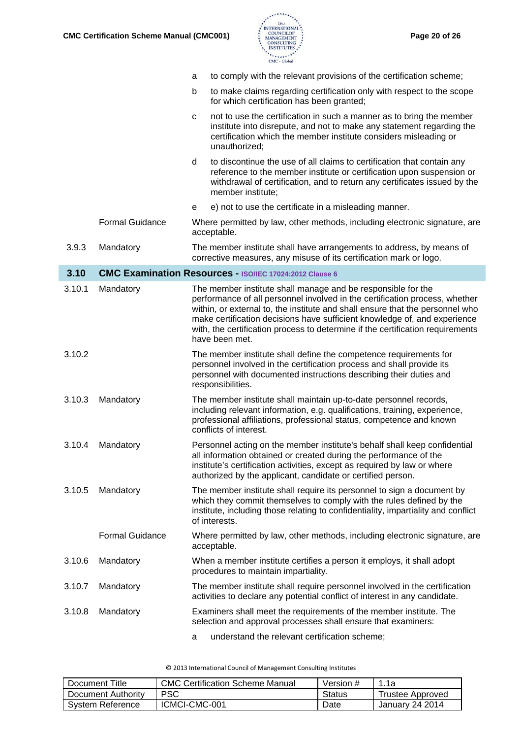| | | |
|---|---|---|
| | | a to comply with the relevant provisions of the certification scheme; |
| | | b to make claims regarding certification only with respect to the scope for which certification has been granted; |
| | | c not to use the certification in such a manner as to bring the member institute into disrepute, and not to make any statement regarding the certification which the member institute considers misleading or unauthorized; |
| | | d to discontinue the use of all claims to certification that contain any reference to the member institute or certification upon suspension or withdrawal of certification, and to return any certificates issued by the member institute; |
| | | e e) not to use the certificate in a misleading manner. |
| | Formal Guidance | Where permitted by law, other methods, including electronic signature, are acceptable. |
| 3.9.3 | Mandatory | The member institute shall have arrangements to address, by means of corrective measures, any misuse of its certification mark or logo. |
| **3.10** | **CMC Examination Resources - ISO/IEC 17024:2012 Clause 6** | |
| 3.10.1 | Mandatory | The member institute shall manage and be responsible for the performance of all personnel involved in the certification process, whether within, or external to, the institute and shall ensure that the personnel who make certification decisions have sufficient knowledge of, and experience with, the certification process to determine if the certification requirements have been met. |
| 3.10.2 | | The member institute shall define the competence requirements for personnel involved in the certification process and shall provide its personnel with documented instructions describing their duties and responsibilities. |
| 3.10.3 | Mandatory | The member institute shall maintain up-to-date personnel records, including relevant information, e.g. qualifications, training, experience, professional affiliations, professional status, competence and known conflicts of interest. |
| 3.10.4 | Mandatory | Personnel acting on the member institute's behalf shall keep confidential all information obtained or created during the performance of the institute's certification activities, except as required by law or where authorized by the applicant, candidate or certified person. |
| 3.10.5 | Mandatory | The member institute shall require its personnel to sign a document by which they commit themselves to comply with the rules defined by the institute, including those relating to confidentiality, impartiality and conflict of interests. |
| | Formal Guidance | Where permitted by law, other methods, including electronic signature, are acceptable. |
| 3.10.6 | Mandatory | When a member institute certifies a person it employs, it shall adopt procedures to maintain impartiality. |
| 3.10.7 | Mandatory | The member institute shall require personnel involved in the certification activities to declare any potential conflict of interest in any candidate. |
| 3.10.8 | Mandatory | Examiners shall meet the requirements of the member institute. The selection and approval processes shall ensure that examiners: |
| | | a understand the relevant certification scheme; |

© 2013 International Council of Management Consulting Institutes

| Document Title | CMC Certification Scheme Manual | Version # | 1.1a |
|---|---|---|---|
| Document Authority | PSC | Status | Trustee Approved |
| System Reference | ICMCI-CMC-001 | Date | January 24 2014 |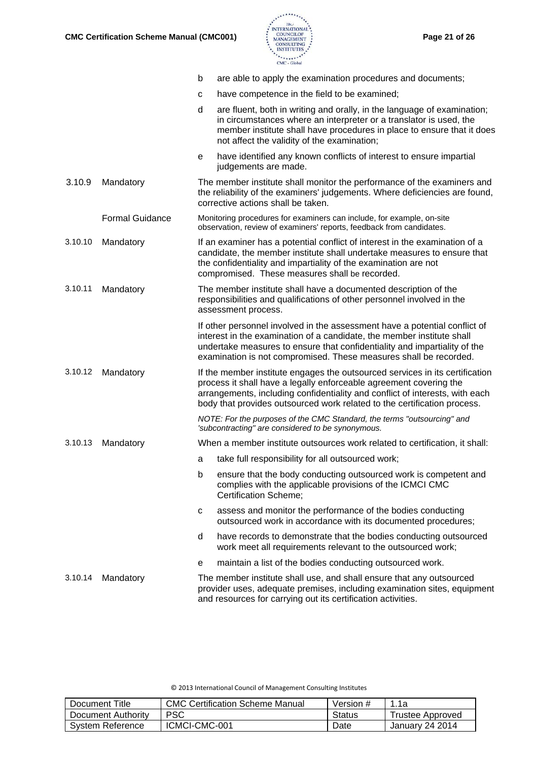b  are able to apply the examination procedures and documents;

c  have competence in the field to be examined;

d  are fluent, both in writing and orally, in the language of examination; in circumstances where an interpreter or a translator is used, the member institute shall have procedures in place to ensure that it does not affect the validity of the examination;

e  have identified any known conflicts of interest to ensure impartial judgements are made.

| | | |
|---|---|---|
| 3.10.9 | Mandatory | The member institute shall monitor the performance of the examiners and the reliability of the examiners' judgements. Where deficiencies are found, corrective actions shall be taken. |
| | Formal Guidance | Monitoring procedures for examiners can include, for example, on-site observation, review of examiners' reports, feedback from candidates. |
| 3.10.10 | Mandatory | If an examiner has a potential conflict of interest in the examination of a candidate, the member institute shall undertake measures to ensure that the confidentiality and impartiality of the examination are not compromised. These measures shall be recorded. |
| 3.10.11 | Mandatory | The member institute shall have a documented description of the responsibilities and qualifications of other personnel involved in the assessment process. |
| | | If other personnel involved in the assessment have a potential conflict of interest in the examination of a candidate, the member institute shall undertake measures to ensure that confidentiality and impartiality of the examination is not compromised. These measures shall be recorded. |
| 3.10.12 | Mandatory | If the member institute engages the outsourced services in its certification process it shall have a legally enforceable agreement covering the arrangements, including confidentiality and conflict of interests, with each body that provides outsourced work related to the certification process. |
| | | *NOTE: For the purposes of the CMC Standard, the terms "outsourcing" and 'subcontracting" are considered to be synonymous.* |
| 3.10.13 | Mandatory | When a member institute outsources work related to certification, it shall: |

a  take full responsibility for all outsourced work;

b  ensure that the body conducting outsourced work is competent and complies with the applicable provisions of the ICMCI CMC Certification Scheme;

c  assess and monitor the performance of the bodies conducting outsourced work in accordance with its documented procedures;

d  have records to demonstrate that the bodies conducting outsourced work meet all requirements relevant to the outsourced work;

e  maintain a list of the bodies conducting outsourced work.

| | | |
|---|---|---|
| 3.10.14 | Mandatory | The member institute shall use, and shall ensure that any outsourced provider uses, adequate premises, including examination sites, equipment and resources for carrying out its certification activities. |

© 2013 International Council of Management Consulting Institutes

| Document Title | CMC Certification Scheme Manual | Version # | 1.1a |
|---|---|---|---|
| Document Authority | PSC | Status | Trustee Approved |
| System Reference | ICMCI-CMC-001 | Date | January 24 2014 |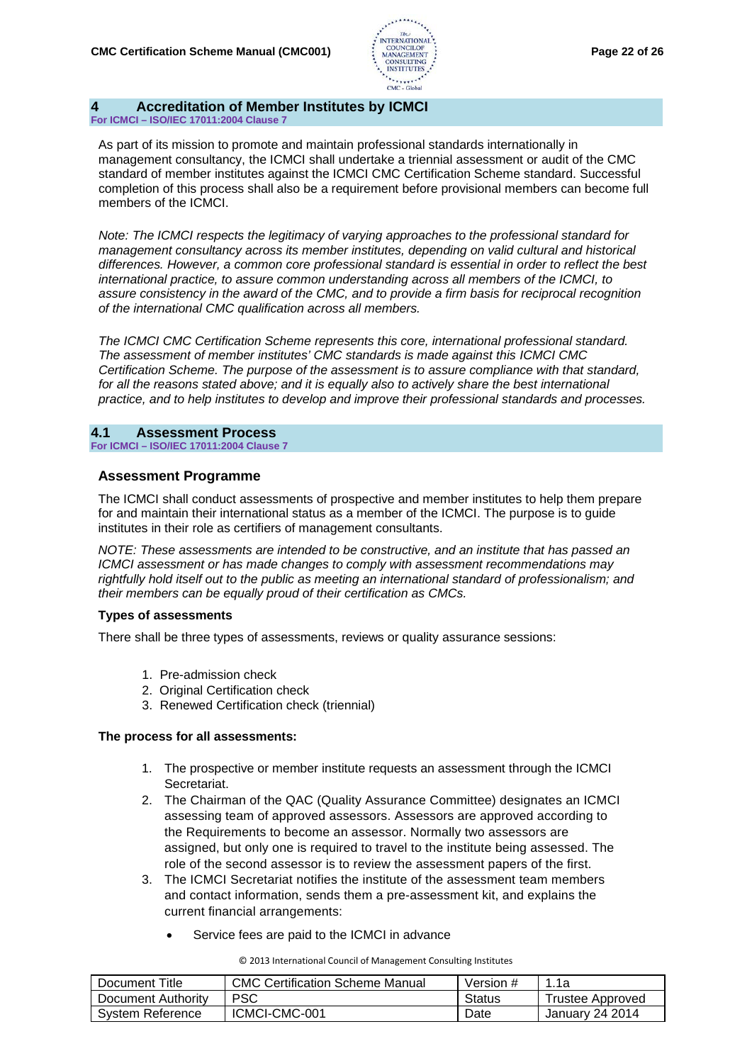## 4 Accreditation of Member Institutes by ICMCI

**For ICMCI – ISO/IEC 17011:2004 Clause 7**

As part of its mission to promote and maintain professional standards internationally in management consultancy, the ICMCI shall undertake a triennial assessment or audit of the CMC standard of member institutes against the ICMCI CMC Certification Scheme standard. Successful completion of this process shall also be a requirement before provisional members can become full members of the ICMCI.

*Note: The ICMCI respects the legitimacy of varying approaches to the professional standard for management consultancy across its member institutes, depending on valid cultural and historical differences. However, a common core professional standard is essential in order to reflect the best international practice, to assure common understanding across all members of the ICMCI, to assure consistency in the award of the CMC, and to provide a firm basis for reciprocal recognition of the international CMC qualification across all members.*

*The ICMCI CMC Certification Scheme represents this core, international professional standard. The assessment of member institutes' CMC standards is made against this ICMCI CMC Certification Scheme. The purpose of the assessment is to assure compliance with that standard, for all the reasons stated above; and it is equally also to actively share the best international practice, and to help institutes to develop and improve their professional standards and processes.*

### 4.1 Assessment Process

**For ICMCI – ISO/IEC 17011:2004 Clause 7**

#### Assessment Programme

The ICMCI shall conduct assessments of prospective and member institutes to help them prepare for and maintain their international status as a member of the ICMCI. The purpose is to guide institutes in their role as certifiers of management consultants.

*NOTE: These assessments are intended to be constructive, and an institute that has passed an ICMCI assessment or has made changes to comply with assessment recommendations may rightfully hold itself out to the public as meeting an international standard of professionalism; and their members can be equally proud of their certification as CMCs.*

**Types of assessments**

There shall be three types of assessments, reviews or quality assurance sessions:

1. Pre-admission check
2. Original Certification check
3. Renewed Certification check (triennial)

**The process for all assessments:**

1. The prospective or member institute requests an assessment through the ICMCI Secretariat.
2. The Chairman of the QAC (Quality Assurance Committee) designates an ICMCI assessing team of approved assessors. Assessors are approved according to the Requirements to become an assessor. Normally two assessors are assigned, but only one is required to travel to the institute being assessed. The role of the second assessor is to review the assessment papers of the first.
3. The ICMCI Secretariat notifies the institute of the assessment team members and contact information, sends them a pre-assessment kit, and explains the current financial arrangements:
   - Service fees are paid to the ICMCI in advance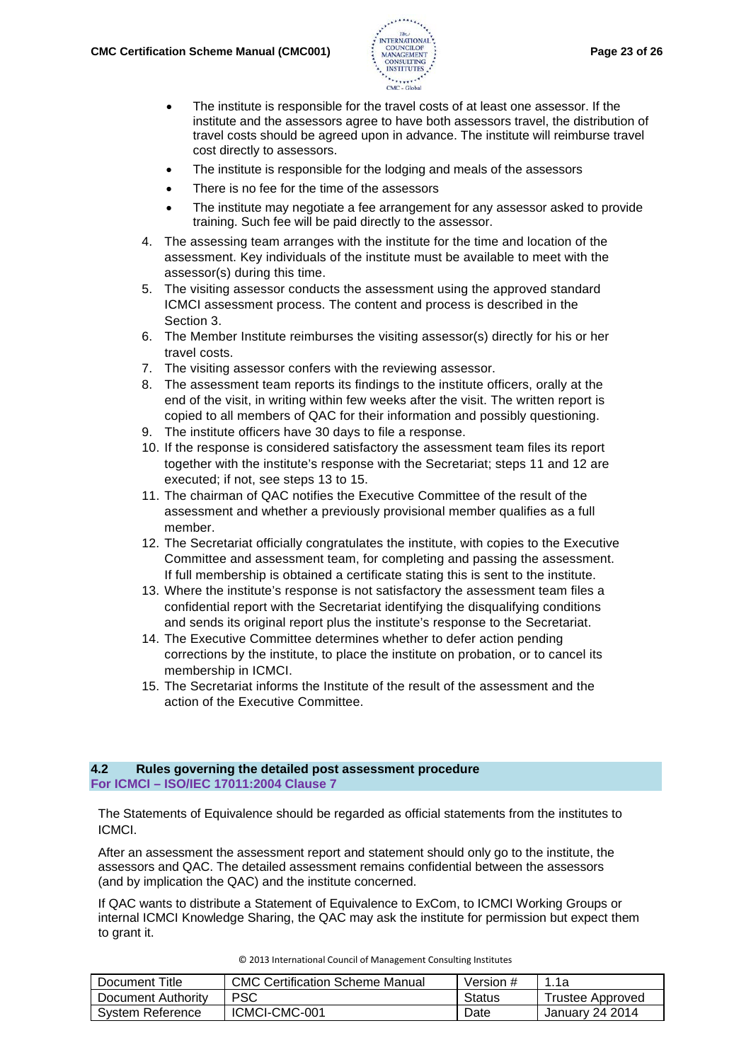- The institute is responsible for the travel costs of at least one assessor. If the institute and the assessors agree to have both assessors travel, the distribution of travel costs should be agreed upon in advance. The institute will reimburse travel cost directly to assessors.
- The institute is responsible for the lodging and meals of the assessors
- There is no fee for the time of the assessors
- The institute may negotiate a fee arrangement for any assessor asked to provide training. Such fee will be paid directly to the assessor.

4. The assessing team arranges with the institute for the time and location of the assessment. Key individuals of the institute must be available to meet with the assessor(s) during this time.
5. The visiting assessor conducts the assessment using the approved standard ICMCI assessment process. The content and process is described in the Section 3.
6. The Member Institute reimburses the visiting assessor(s) directly for his or her travel costs.
7. The visiting assessor confers with the reviewing assessor.
8. The assessment team reports its findings to the institute officers, orally at the end of the visit, in writing within few weeks after the visit. The written report is copied to all members of QAC for their information and possibly questioning.
9. The institute officers have 30 days to file a response.
10. If the response is considered satisfactory the assessment team files its report together with the institute's response with the Secretariat; steps 11 and 12 are executed; if not, see steps 13 to 15.
11. The chairman of QAC notifies the Executive Committee of the result of the assessment and whether a previously provisional member qualifies as a full member.
12. The Secretariat officially congratulates the institute, with copies to the Executive Committee and assessment team, for completing and passing the assessment. If full membership is obtained a certificate stating this is sent to the institute.
13. Where the institute's response is not satisfactory the assessment team files a confidential report with the Secretariat identifying the disqualifying conditions and sends its original report plus the institute's response to the Secretariat.
14. The Executive Committee determines whether to defer action pending corrections by the institute, to place the institute on probation, or to cancel its membership in ICMCI.
15. The Secretariat informs the Institute of the result of the assessment and the action of the Executive Committee.

## 4.2 Rules governing the detailed post assessment procedure

**For ICMCI – ISO/IEC 17011:2004 Clause 7**

The Statements of Equivalence should be regarded as official statements from the institutes to ICMCI.

After an assessment the assessment report and statement should only go to the institute, the assessors and QAC. The detailed assessment remains confidential between the assessors (and by implication the QAC) and the institute concerned.

If QAC wants to distribute a Statement of Equivalence to ExCom, to ICMCI Working Groups or internal ICMCI Knowledge Sharing, the QAC may ask the institute for permission but expect them to grant it.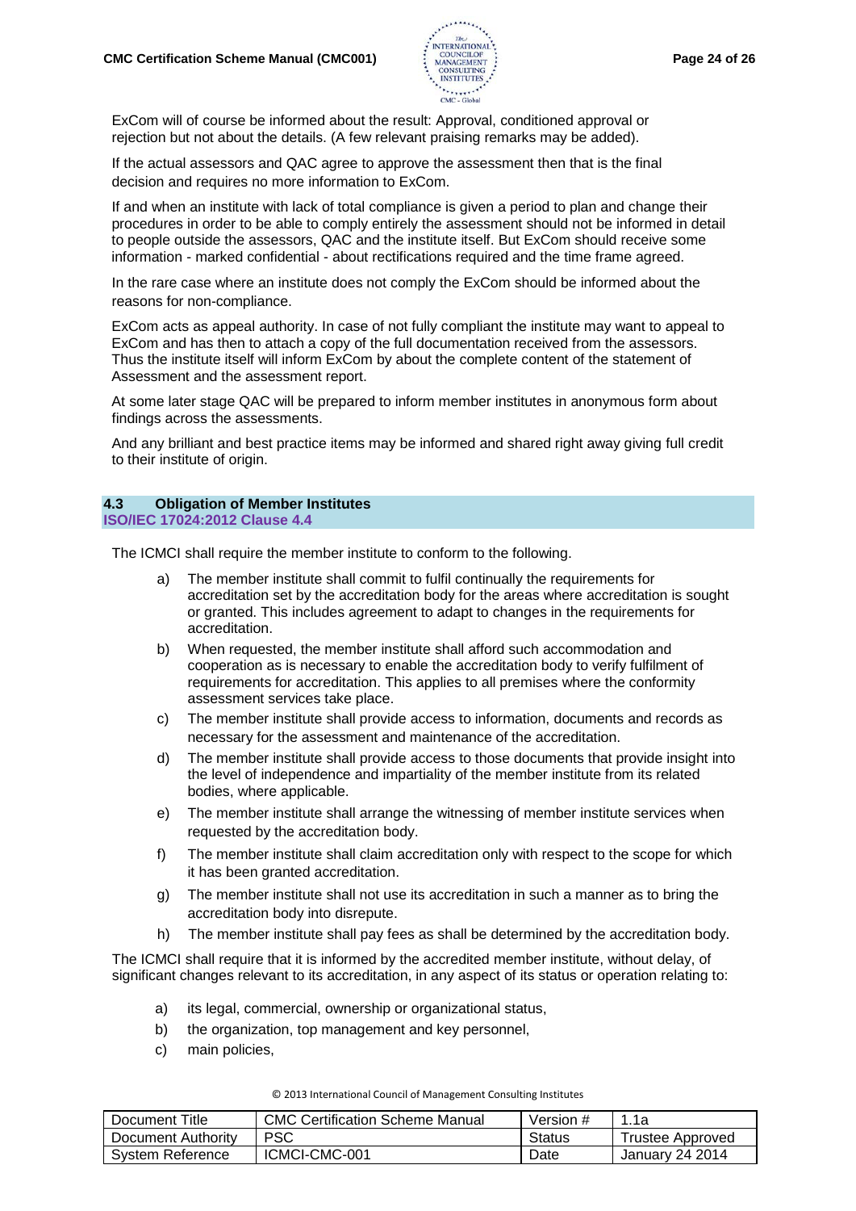ExCom will of course be informed about the result: Approval, conditioned approval or rejection but not about the details. (A few relevant praising remarks may be added).

If the actual assessors and QAC agree to approve the assessment then that is the final decision and requires no more information to ExCom.

If and when an institute with lack of total compliance is given a period to plan and change their procedures in order to be able to comply entirely the assessment should not be informed in detail to people outside the assessors, QAC and the institute itself. But ExCom should receive some information - marked confidential - about rectifications required and the time frame agreed.

In the rare case where an institute does not comply the ExCom should be informed about the reasons for non-compliance.

ExCom acts as appeal authority. In case of not fully compliant the institute may want to appeal to ExCom and has then to attach a copy of the full documentation received from the assessors. Thus the institute itself will inform ExCom by about the complete content of the statement of Assessment and the assessment report.

At some later stage QAC will be prepared to inform member institutes in anonymous form about findings across the assessments.

And any brilliant and best practice items may be informed and shared right away giving full credit to their institute of origin.

### 4.3 Obligation of Member Institutes

**ISO/IEC 17024:2012 Clause 4.4**

The ICMCI shall require the member institute to conform to the following.

a) The member institute shall commit to fulfil continually the requirements for accreditation set by the accreditation body for the areas where accreditation is sought or granted. This includes agreement to adapt to changes in the requirements for accreditation.
b) When requested, the member institute shall afford such accommodation and cooperation as is necessary to enable the accreditation body to verify fulfilment of requirements for accreditation. This applies to all premises where the conformity assessment services take place.
c) The member institute shall provide access to information, documents and records as necessary for the assessment and maintenance of the accreditation.
d) The member institute shall provide access to those documents that provide insight into the level of independence and impartiality of the member institute from its related bodies, where applicable.
e) The member institute shall arrange the witnessing of member institute services when requested by the accreditation body.
f) The member institute shall claim accreditation only with respect to the scope for which it has been granted accreditation.
g) The member institute shall not use its accreditation in such a manner as to bring the accreditation body into disrepute.
h) The member institute shall pay fees as shall be determined by the accreditation body.

The ICMCI shall require that it is informed by the accredited member institute, without delay, of significant changes relevant to its accreditation, in any aspect of its status or operation relating to:

a) its legal, commercial, ownership or organizational status,
b) the organization, top management and key personnel,
c) main policies,

© 2013 International Council of Management Consulting Institutes

| Document Title | CMC Certification Scheme Manual | Version # | 1.1a |
|---|---|---|---|
| Document Authority | PSC | Status | Trustee Approved |
| System Reference | ICMCI-CMC-001 | Date | January 24 2014 |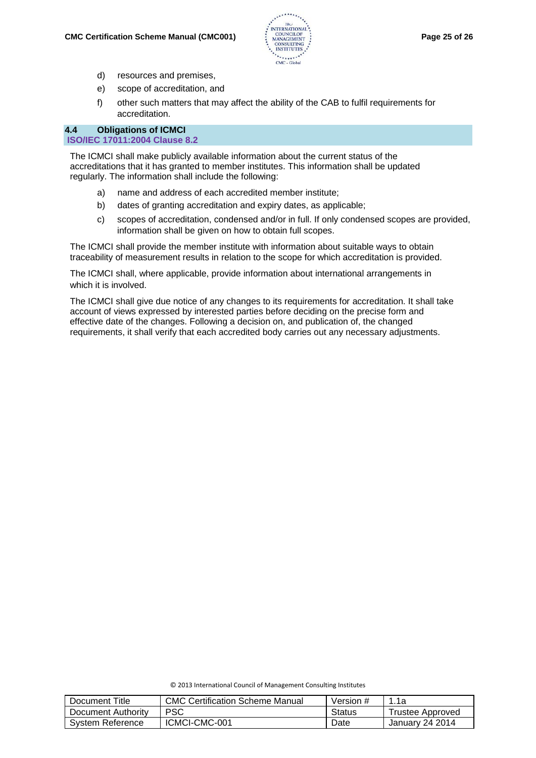d) resources and premises,

e) scope of accreditation, and

f) other such matters that may affect the ability of the CAB to fulfil requirements for accreditation.

## 4.4 Obligations of ICMCI

**ISO/IEC 17011:2004 Clause 8.2**

The ICMCI shall make publicly available information about the current status of the accreditations that it has granted to member institutes. This information shall be updated regularly. The information shall include the following:

a) name and address of each accredited member institute;

b) dates of granting accreditation and expiry dates, as applicable;

c) scopes of accreditation, condensed and/or in full. If only condensed scopes are provided, information shall be given on how to obtain full scopes.

The ICMCI shall provide the member institute with information about suitable ways to obtain traceability of measurement results in relation to the scope for which accreditation is provided.

The ICMCI shall, where applicable, provide information about international arrangements in which it is involved.

The ICMCI shall give due notice of any changes to its requirements for accreditation. It shall take account of views expressed by interested parties before deciding on the precise form and effective date of the changes. Following a decision on, and publication of, the changed requirements, it shall verify that each accredited body carries out any necessary adjustments.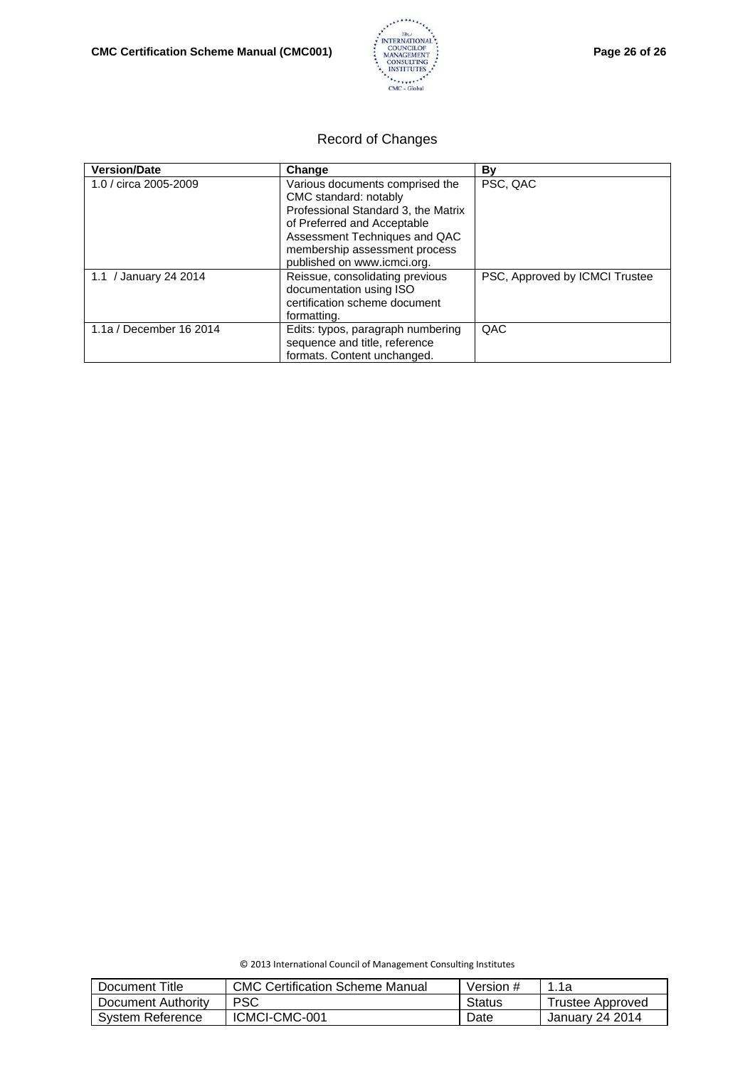## Record of Changes

| Version/Date | Change | By |
|---|---|---|
| 1.0 / circa 2005-2009 | Various documents comprised the CMC standard: notably Professional Standard 3, the Matrix of Preferred and Acceptable Assessment Techniques and QAC membership assessment process published on www.icmci.org. | PSC, QAC |
| 1.1 / January 24 2014 | Reissue, consolidating previous documentation using ISO certification scheme document formatting. | PSC, Approved by ICMCI Trustee |
| 1.1a / December 16 2014 | Edits: typos, paragraph numbering sequence and title, reference formats. Content unchanged. | QAC |